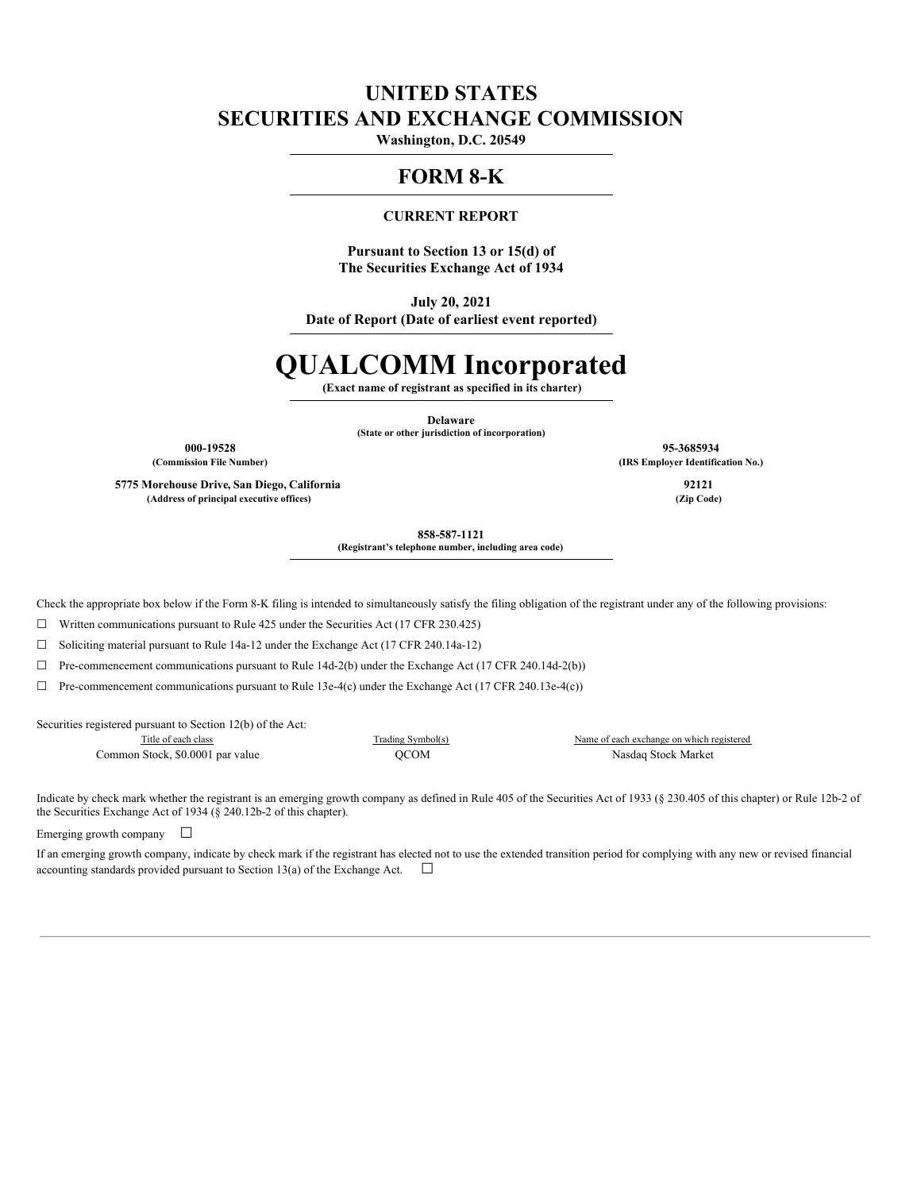# UNITED STATES
# SECURITIES AND EXCHANGE COMMISSION

**Washington, D.C. 20549**

## FORM 8-K

**CURRENT REPORT**

**Pursuant to Section 13 or 15(d) of**
**The Securities Exchange Act of 1934**

**July 20, 2021**
**Date of Report (Date of earliest event reported)**

# QUALCOMM Incorporated

**(Exact name of registrant as specified in its charter)**

**Delaware**
**(State or other jurisdiction of incorporation)**

| | |
|---|---|
| **000-19528** | **95-3685934** |
| **(Commission File Number)** | **(IRS Employer Identification No.)** |
| **5775 Morehouse Drive, San Diego, California** | **92121** |
| **(Address of principal executive offices)** | **(Zip Code)** |

**858-587-1121**
**(Registrant's telephone number, including area code)**

Check the appropriate box below if the Form 8-K filing is intended to simultaneously satisfy the filing obligation of the registrant under any of the following provisions:

☐ Written communications pursuant to Rule 425 under the Securities Act (17 CFR 230.425)

☐ Soliciting material pursuant to Rule 14a-12 under the Exchange Act (17 CFR 240.14a-12)

☐ Pre-commencement communications pursuant to Rule 14d-2(b) under the Exchange Act (17 CFR 240.14d-2(b))

☐ Pre-commencement communications pursuant to Rule 13e-4(c) under the Exchange Act (17 CFR 240.13e-4(c))

Securities registered pursuant to Section 12(b) of the Act:

| Title of each class | Trading Symbol(s) | Name of each exchange on which registered |
|---|---|---|
| Common Stock, $0.0001 par value | QCOM | Nasdaq Stock Market |

Indicate by check mark whether the registrant is an emerging growth company as defined in Rule 405 of the Securities Act of 1933 (§ 230.405 of this chapter) or Rule 12b-2 of the Securities Exchange Act of 1934 (§ 240.12b-2 of this chapter).

Emerging growth company ☐

If an emerging growth company, indicate by check mark if the registrant has elected not to use the extended transition period for complying with any new or revised financial accounting standards provided pursuant to Section 13(a) of the Exchange Act. ☐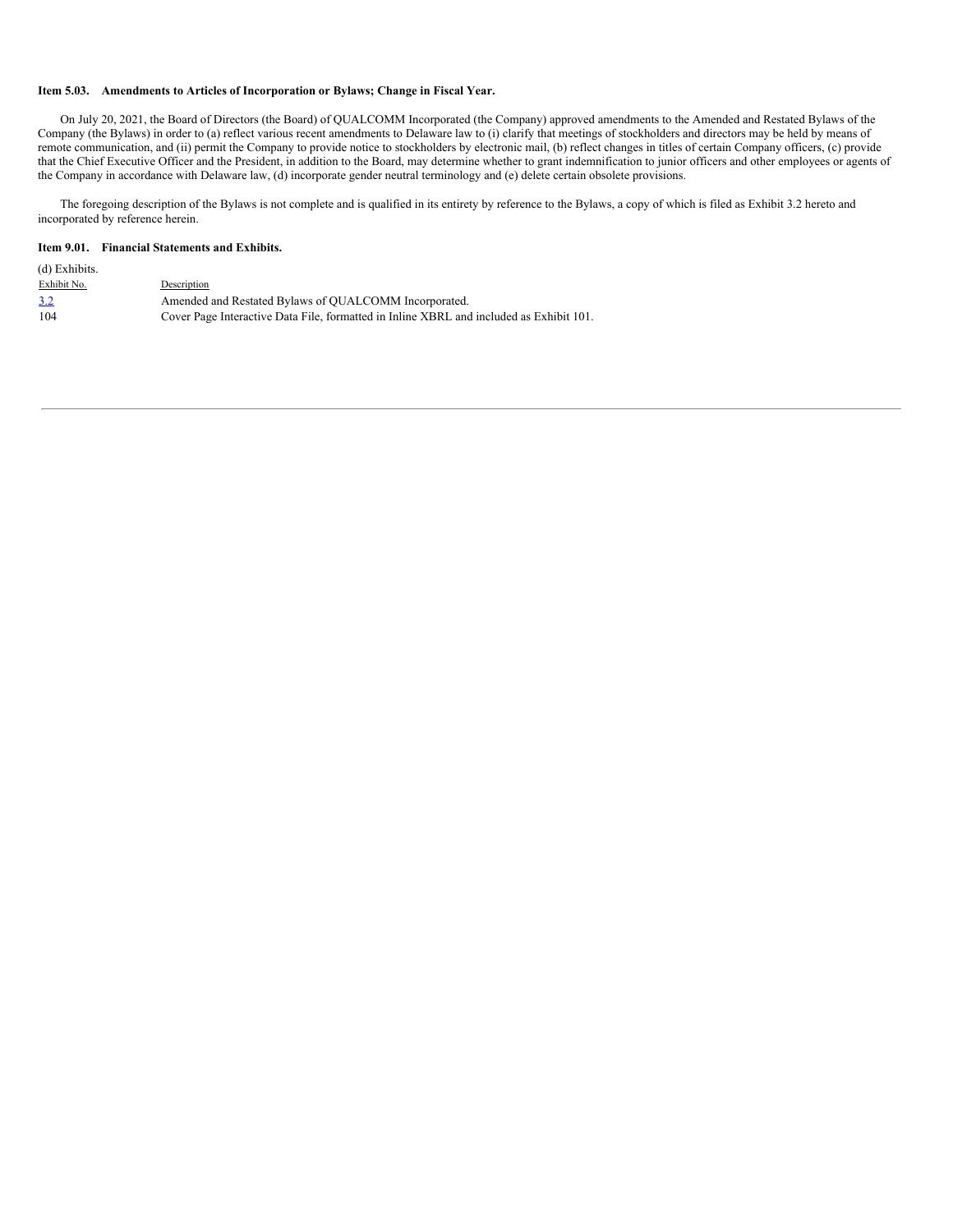### Item 5.03. Amendments to Articles of Incorporation or Bylaws; Change in Fiscal Year.

On July 20, 2021, the Board of Directors (the Board) of QUALCOMM Incorporated (the Company) approved amendments to the Amended and Restated Bylaws of the Company (the Bylaws) in order to (a) reflect various recent amendments to Delaware law to (i) clarify that meetings of stockholders and directors may be held by means of remote communication, and (ii) permit the Company to provide notice to stockholders by electronic mail, (b) reflect changes in titles of certain Company officers, (c) provide that the Chief Executive Officer and the President, in addition to the Board, may determine whether to grant indemnification to junior officers and other employees or agents of the Company in accordance with Delaware law, (d) incorporate gender neutral terminology and (e) delete certain obsolete provisions.

The foregoing description of the Bylaws is not complete and is qualified in its entirety by reference to the Bylaws, a copy of which is filed as Exhibit 3.2 hereto and incorporated by reference herein.

### Item 9.01. Financial Statements and Exhibits.

(d) Exhibits.

| Exhibit No. | Description |
| --- | --- |
| 3.2 | Amended and Restated Bylaws of QUALCOMM Incorporated. |
| 104 | Cover Page Interactive Data File, formatted in Inline XBRL and included as Exhibit 101. |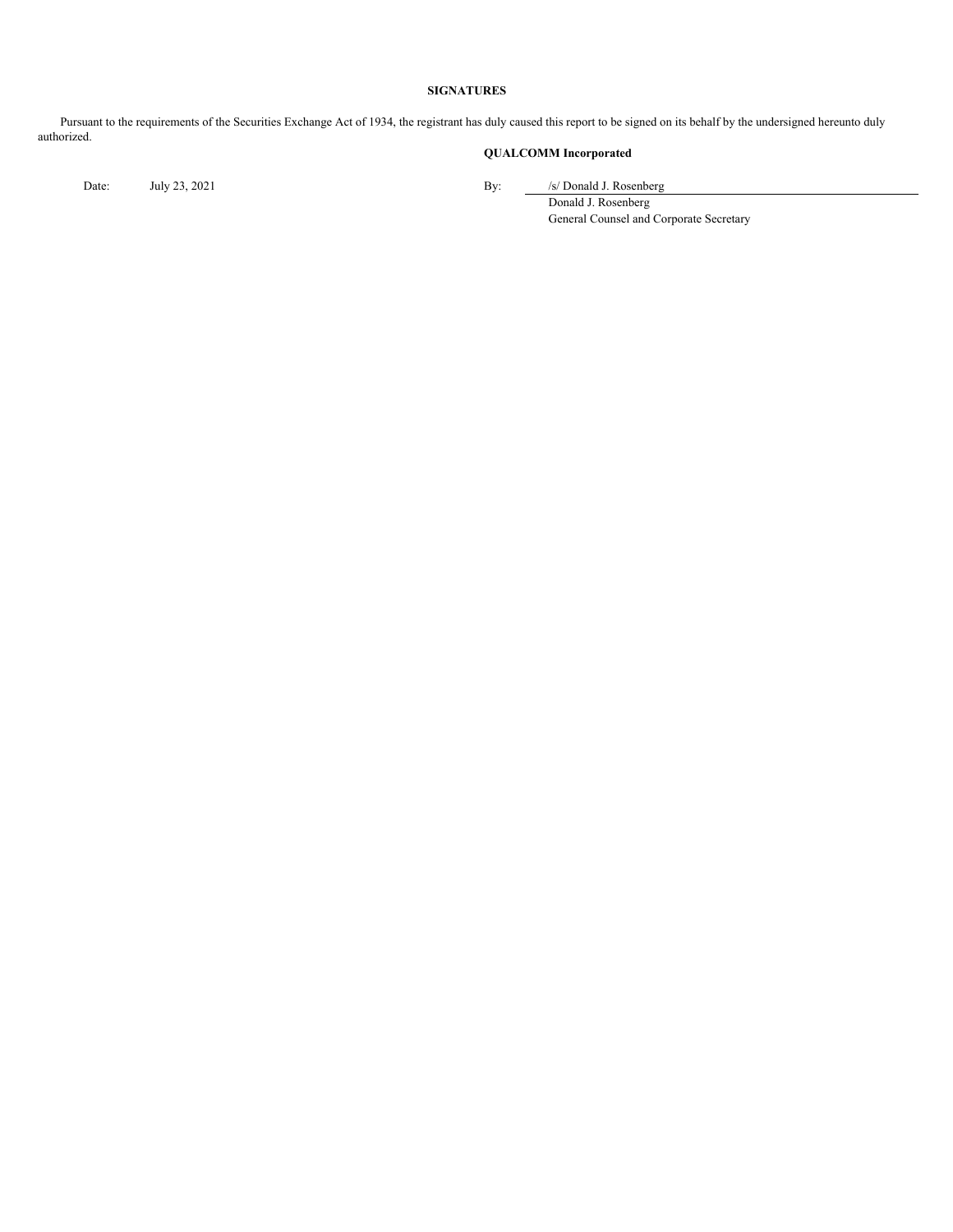## SIGNATURES

Pursuant to the requirements of the Securities Exchange Act of 1934, the registrant has duly caused this report to be signed on its behalf by the undersigned hereunto duly authorized.

**QUALCOMM Incorporated**

Date: July 23, 2021

By: /s/ Donald J. Rosenberg
Donald J. Rosenberg
General Counsel and Corporate Secretary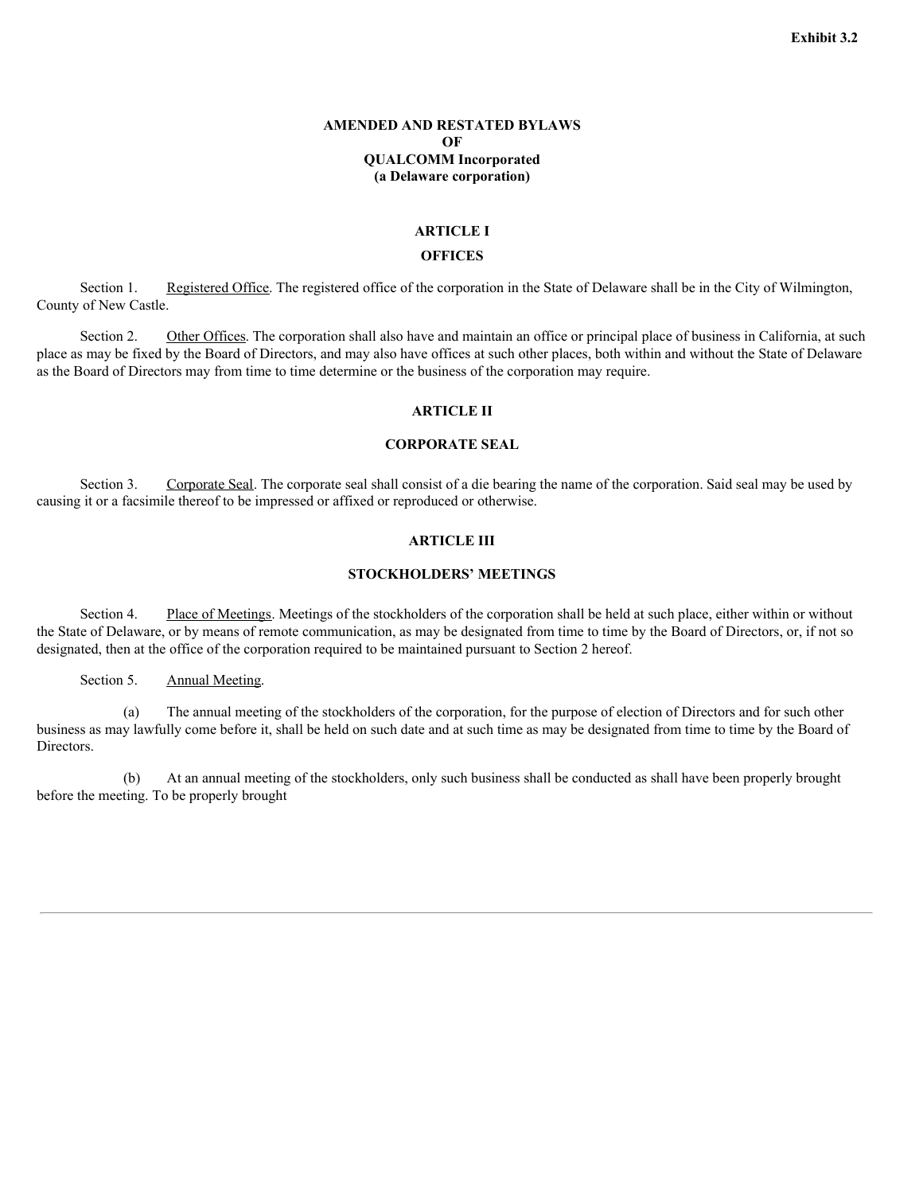**Exhibit 3.2**

# AMENDED AND RESTATED BYLAWS
# OF
# QUALCOMM Incorporated
# (a Delaware corporation)

## ARTICLE I

## OFFICES

Section 1. Registered Office. The registered office of the corporation in the State of Delaware shall be in the City of Wilmington, County of New Castle.

Section 2. Other Offices. The corporation shall also have and maintain an office or principal place of business in California, at such place as may be fixed by the Board of Directors, and may also have offices at such other places, both within and without the State of Delaware as the Board of Directors may from time to time determine or the business of the corporation may require.

## ARTICLE II

## CORPORATE SEAL

Section 3. Corporate Seal. The corporate seal shall consist of a die bearing the name of the corporation. Said seal may be used by causing it or a facsimile thereof to be impressed or affixed or reproduced or otherwise.

## ARTICLE III

## STOCKHOLDERS' MEETINGS

Section 4. Place of Meetings. Meetings of the stockholders of the corporation shall be held at such place, either within or without the State of Delaware, or by means of remote communication, as may be designated from time to time by the Board of Directors, or, if not so designated, then at the office of the corporation required to be maintained pursuant to Section 2 hereof.

Section 5. Annual Meeting.

(a) The annual meeting of the stockholders of the corporation, for the purpose of election of Directors and for such other business as may lawfully come before it, shall be held on such date and at such time as may be designated from time to time by the Board of Directors.

(b) At an annual meeting of the stockholders, only such business shall be conducted as shall have been properly brought before the meeting. To be properly brought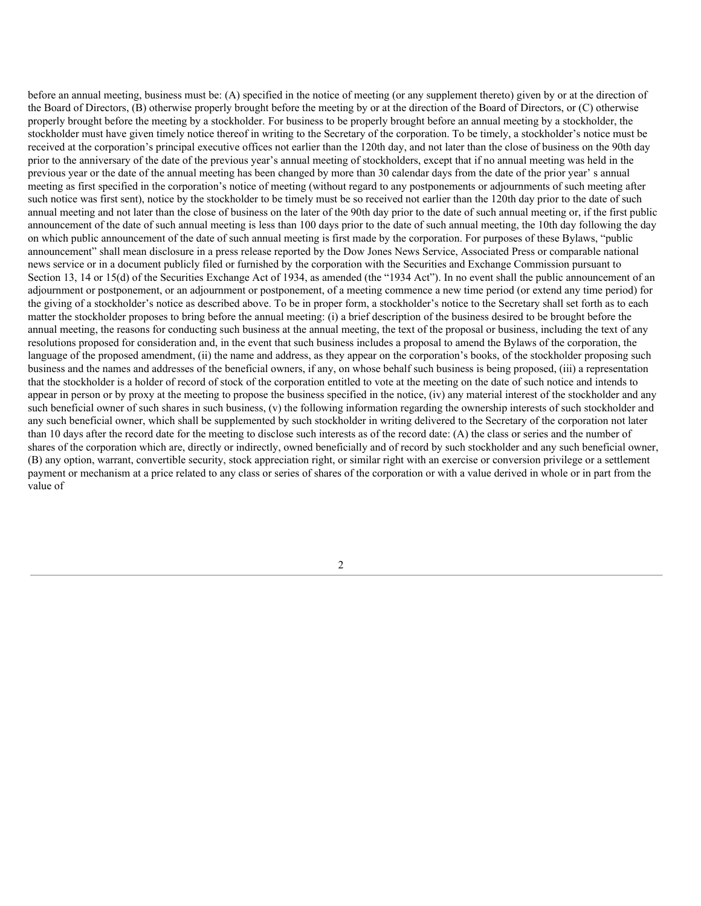before an annual meeting, business must be: (A) specified in the notice of meeting (or any supplement thereto) given by or at the direction of the Board of Directors, (B) otherwise properly brought before the meeting by or at the direction of the Board of Directors, or (C) otherwise properly brought before the meeting by a stockholder. For business to be properly brought before an annual meeting by a stockholder, the stockholder must have given timely notice thereof in writing to the Secretary of the corporation. To be timely, a stockholder's notice must be received at the corporation's principal executive offices not earlier than the 120th day, and not later than the close of business on the 90th day prior to the anniversary of the date of the previous year's annual meeting of stockholders, except that if no annual meeting was held in the previous year or the date of the annual meeting has been changed by more than 30 calendar days from the date of the prior year' s annual meeting as first specified in the corporation's notice of meeting (without regard to any postponements or adjournments of such meeting after such notice was first sent), notice by the stockholder to be timely must be so received not earlier than the 120th day prior to the date of such annual meeting and not later than the close of business on the later of the 90th day prior to the date of such annual meeting or, if the first public announcement of the date of such annual meeting is less than 100 days prior to the date of such annual meeting, the 10th day following the day on which public announcement of the date of such annual meeting is first made by the corporation. For purposes of these Bylaws, "public announcement" shall mean disclosure in a press release reported by the Dow Jones News Service, Associated Press or comparable national news service or in a document publicly filed or furnished by the corporation with the Securities and Exchange Commission pursuant to Section 13, 14 or 15(d) of the Securities Exchange Act of 1934, as amended (the "1934 Act"). In no event shall the public announcement of an adjournment or postponement, or an adjournment or postponement, of a meeting commence a new time period (or extend any time period) for the giving of a stockholder's notice as described above. To be in proper form, a stockholder's notice to the Secretary shall set forth as to each matter the stockholder proposes to bring before the annual meeting: (i) a brief description of the business desired to be brought before the annual meeting, the reasons for conducting such business at the annual meeting, the text of the proposal or business, including the text of any resolutions proposed for consideration and, in the event that such business includes a proposal to amend the Bylaws of the corporation, the language of the proposed amendment, (ii) the name and address, as they appear on the corporation's books, of the stockholder proposing such business and the names and addresses of the beneficial owners, if any, on whose behalf such business is being proposed, (iii) a representation that the stockholder is a holder of record of stock of the corporation entitled to vote at the meeting on the date of such notice and intends to appear in person or by proxy at the meeting to propose the business specified in the notice, (iv) any material interest of the stockholder and any such beneficial owner of such shares in such business, (v) the following information regarding the ownership interests of such stockholder and any such beneficial owner, which shall be supplemented by such stockholder in writing delivered to the Secretary of the corporation not later than 10 days after the record date for the meeting to disclose such interests as of the record date: (A) the class or series and the number of shares of the corporation which are, directly or indirectly, owned beneficially and of record by such stockholder and any such beneficial owner, (B) any option, warrant, convertible security, stock appreciation right, or similar right with an exercise or conversion privilege or a settlement payment or mechanism at a price related to any class or series of shares of the corporation or with a value derived in whole or in part from the value of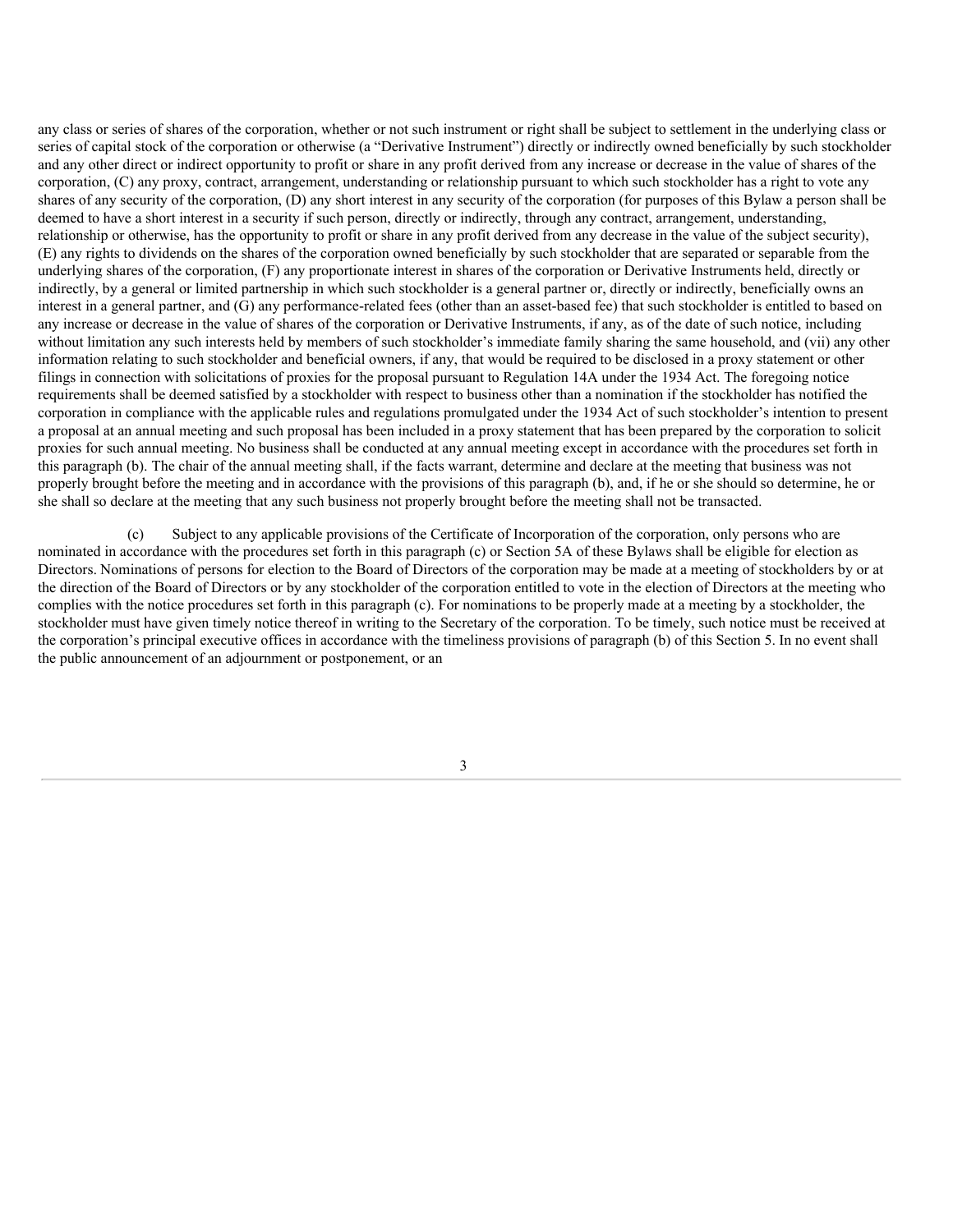any class or series of shares of the corporation, whether or not such instrument or right shall be subject to settlement in the underlying class or series of capital stock of the corporation or otherwise (a "Derivative Instrument") directly or indirectly owned beneficially by such stockholder and any other direct or indirect opportunity to profit or share in any profit derived from any increase or decrease in the value of shares of the corporation, (C) any proxy, contract, arrangement, understanding or relationship pursuant to which such stockholder has a right to vote any shares of any security of the corporation, (D) any short interest in any security of the corporation (for purposes of this Bylaw a person shall be deemed to have a short interest in a security if such person, directly or indirectly, through any contract, arrangement, understanding, relationship or otherwise, has the opportunity to profit or share in any profit derived from any decrease in the value of the subject security), (E) any rights to dividends on the shares of the corporation owned beneficially by such stockholder that are separated or separable from the underlying shares of the corporation, (F) any proportionate interest in shares of the corporation or Derivative Instruments held, directly or indirectly, by a general or limited partnership in which such stockholder is a general partner or, directly or indirectly, beneficially owns an interest in a general partner, and (G) any performance-related fees (other than an asset-based fee) that such stockholder is entitled to based on any increase or decrease in the value of shares of the corporation or Derivative Instruments, if any, as of the date of such notice, including without limitation any such interests held by members of such stockholder's immediate family sharing the same household, and (vii) any other information relating to such stockholder and beneficial owners, if any, that would be required to be disclosed in a proxy statement or other filings in connection with solicitations of proxies for the proposal pursuant to Regulation 14A under the 1934 Act. The foregoing notice requirements shall be deemed satisfied by a stockholder with respect to business other than a nomination if the stockholder has notified the corporation in compliance with the applicable rules and regulations promulgated under the 1934 Act of such stockholder's intention to present a proposal at an annual meeting and such proposal has been included in a proxy statement that has been prepared by the corporation to solicit proxies for such annual meeting. No business shall be conducted at any annual meeting except in accordance with the procedures set forth in this paragraph (b). The chair of the annual meeting shall, if the facts warrant, determine and declare at the meeting that business was not properly brought before the meeting and in accordance with the provisions of this paragraph (b), and, if he or she should so determine, he or she shall so declare at the meeting that any such business not properly brought before the meeting shall not be transacted.

(c) Subject to any applicable provisions of the Certificate of Incorporation of the corporation, only persons who are nominated in accordance with the procedures set forth in this paragraph (c) or Section 5A of these Bylaws shall be eligible for election as Directors. Nominations of persons for election to the Board of Directors of the corporation may be made at a meeting of stockholders by or at the direction of the Board of Directors or by any stockholder of the corporation entitled to vote in the election of Directors at the meeting who complies with the notice procedures set forth in this paragraph (c). For nominations to be properly made at a meeting by a stockholder, the stockholder must have given timely notice thereof in writing to the Secretary of the corporation. To be timely, such notice must be received at the corporation's principal executive offices in accordance with the timeliness provisions of paragraph (b) of this Section 5. In no event shall the public announcement of an adjournment or postponement, or an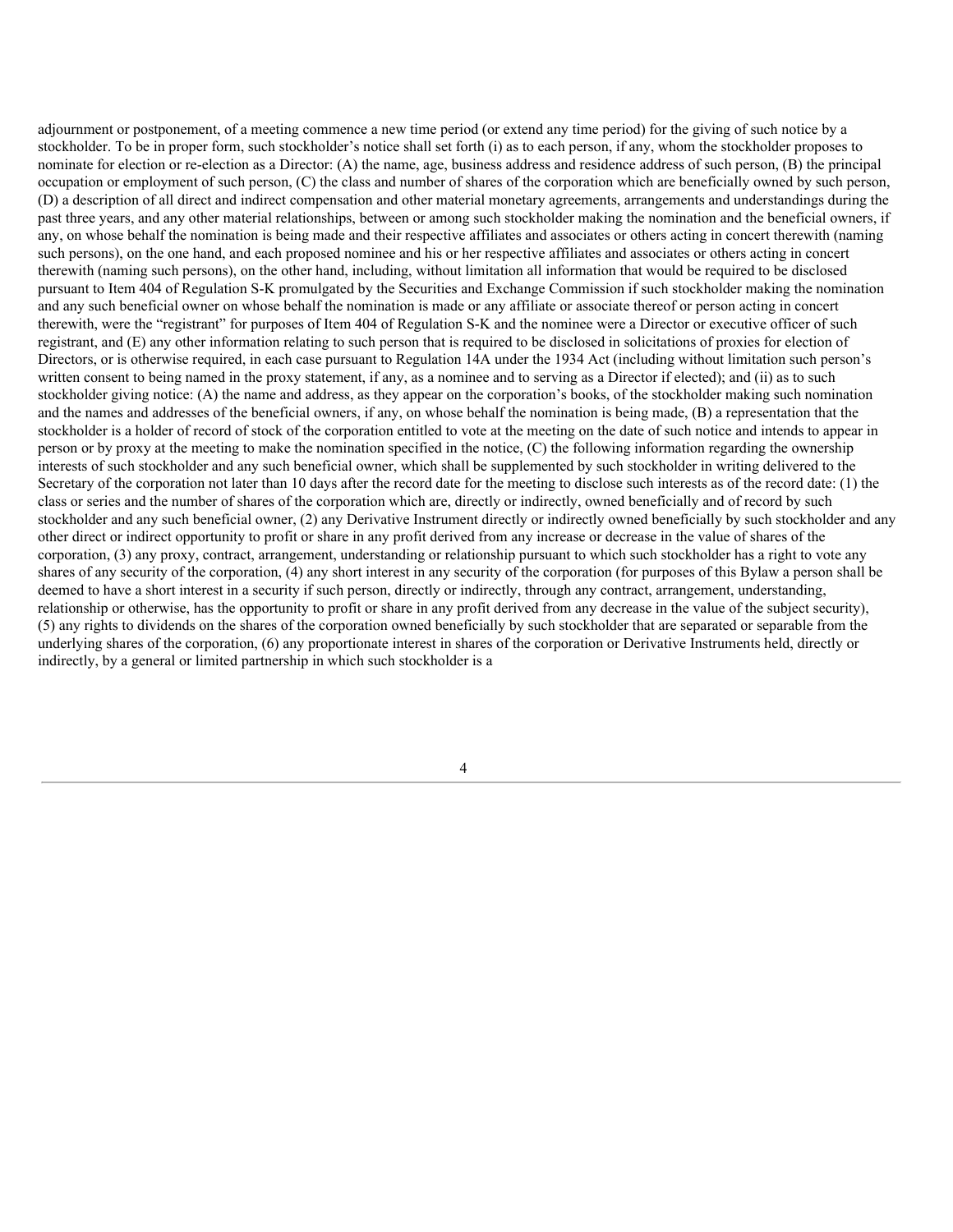adjournment or postponement, of a meeting commence a new time period (or extend any time period) for the giving of such notice by a stockholder. To be in proper form, such stockholder's notice shall set forth (i) as to each person, if any, whom the stockholder proposes to nominate for election or re-election as a Director: (A) the name, age, business address and residence address of such person, (B) the principal occupation or employment of such person, (C) the class and number of shares of the corporation which are beneficially owned by such person, (D) a description of all direct and indirect compensation and other material monetary agreements, arrangements and understandings during the past three years, and any other material relationships, between or among such stockholder making the nomination and the beneficial owners, if any, on whose behalf the nomination is being made and their respective affiliates and associates or others acting in concert therewith (naming such persons), on the one hand, and each proposed nominee and his or her respective affiliates and associates or others acting in concert therewith (naming such persons), on the other hand, including, without limitation all information that would be required to be disclosed pursuant to Item 404 of Regulation S-K promulgated by the Securities and Exchange Commission if such stockholder making the nomination and any such beneficial owner on whose behalf the nomination is made or any affiliate or associate thereof or person acting in concert therewith, were the "registrant" for purposes of Item 404 of Regulation S-K and the nominee were a Director or executive officer of such registrant, and (E) any other information relating to such person that is required to be disclosed in solicitations of proxies for election of Directors, or is otherwise required, in each case pursuant to Regulation 14A under the 1934 Act (including without limitation such person's written consent to being named in the proxy statement, if any, as a nominee and to serving as a Director if elected); and (ii) as to such stockholder giving notice: (A) the name and address, as they appear on the corporation's books, of the stockholder making such nomination and the names and addresses of the beneficial owners, if any, on whose behalf the nomination is being made, (B) a representation that the stockholder is a holder of record of stock of the corporation entitled to vote at the meeting on the date of such notice and intends to appear in person or by proxy at the meeting to make the nomination specified in the notice, (C) the following information regarding the ownership interests of such stockholder and any such beneficial owner, which shall be supplemented by such stockholder in writing delivered to the Secretary of the corporation not later than 10 days after the record date for the meeting to disclose such interests as of the record date: (1) the class or series and the number of shares of the corporation which are, directly or indirectly, owned beneficially and of record by such stockholder and any such beneficial owner, (2) any Derivative Instrument directly or indirectly owned beneficially by such stockholder and any other direct or indirect opportunity to profit or share in any profit derived from any increase or decrease in the value of shares of the corporation, (3) any proxy, contract, arrangement, understanding or relationship pursuant to which such stockholder has a right to vote any shares of any security of the corporation, (4) any short interest in any security of the corporation (for purposes of this Bylaw a person shall be deemed to have a short interest in a security if such person, directly or indirectly, through any contract, arrangement, understanding, relationship or otherwise, has the opportunity to profit or share in any profit derived from any decrease in the value of the subject security), (5) any rights to dividends on the shares of the corporation owned beneficially by such stockholder that are separated or separable from the underlying shares of the corporation, (6) any proportionate interest in shares of the corporation or Derivative Instruments held, directly or indirectly, by a general or limited partnership in which such stockholder is a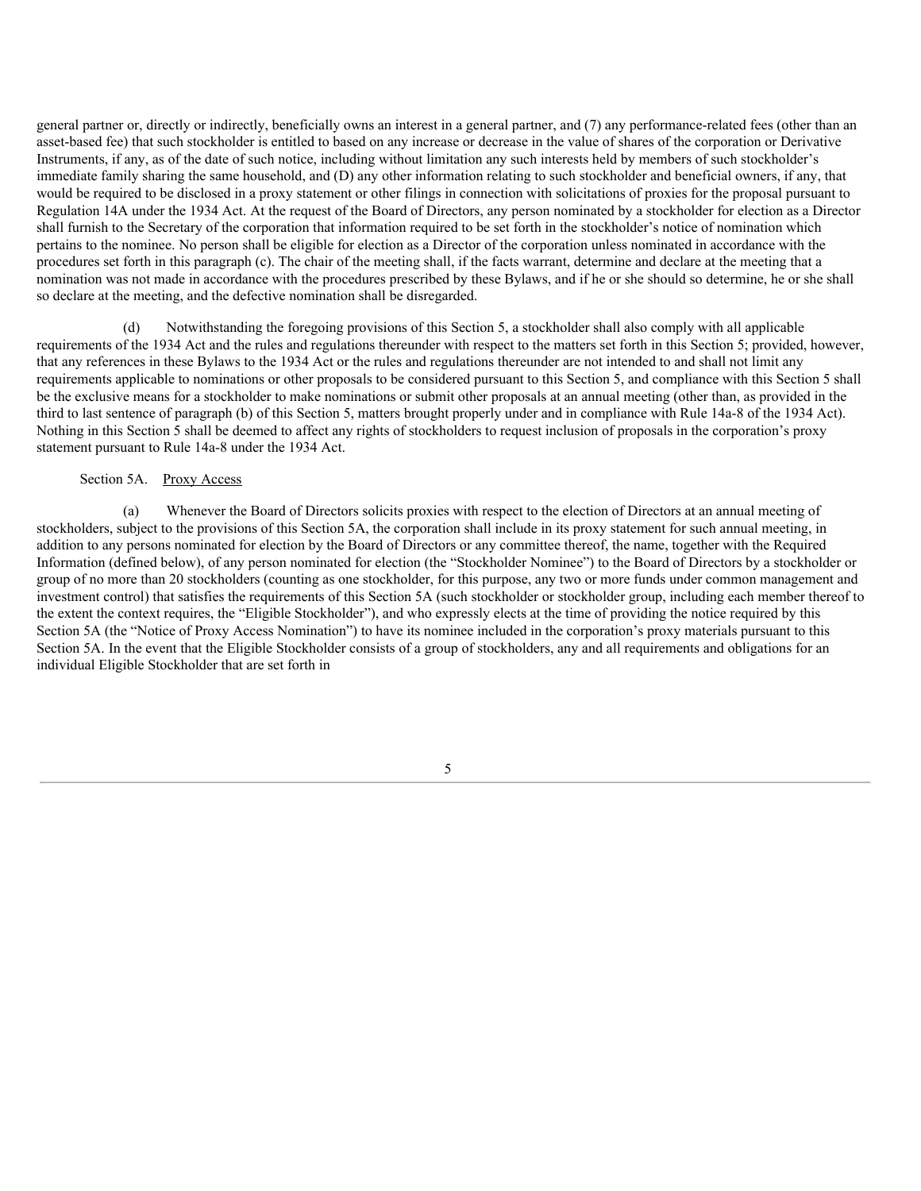general partner or, directly or indirectly, beneficially owns an interest in a general partner, and (7) any performance-related fees (other than an asset-based fee) that such stockholder is entitled to based on any increase or decrease in the value of shares of the corporation or Derivative Instruments, if any, as of the date of such notice, including without limitation any such interests held by members of such stockholder's immediate family sharing the same household, and (D) any other information relating to such stockholder and beneficial owners, if any, that would be required to be disclosed in a proxy statement or other filings in connection with solicitations of proxies for the proposal pursuant to Regulation 14A under the 1934 Act. At the request of the Board of Directors, any person nominated by a stockholder for election as a Director shall furnish to the Secretary of the corporation that information required to be set forth in the stockholder's notice of nomination which pertains to the nominee. No person shall be eligible for election as a Director of the corporation unless nominated in accordance with the procedures set forth in this paragraph (c). The chair of the meeting shall, if the facts warrant, determine and declare at the meeting that a nomination was not made in accordance with the procedures prescribed by these Bylaws, and if he or she should so determine, he or she shall so declare at the meeting, and the defective nomination shall be disregarded.

(d) Notwithstanding the foregoing provisions of this Section 5, a stockholder shall also comply with all applicable requirements of the 1934 Act and the rules and regulations thereunder with respect to the matters set forth in this Section 5; provided, however, that any references in these Bylaws to the 1934 Act or the rules and regulations thereunder are not intended to and shall not limit any requirements applicable to nominations or other proposals to be considered pursuant to this Section 5, and compliance with this Section 5 shall be the exclusive means for a stockholder to make nominations or submit other proposals at an annual meeting (other than, as provided in the third to last sentence of paragraph (b) of this Section 5, matters brought properly under and in compliance with Rule 14a-8 of the 1934 Act). Nothing in this Section 5 shall be deemed to affect any rights of stockholders to request inclusion of proposals in the corporation's proxy statement pursuant to Rule 14a-8 under the 1934 Act.

Section 5A. Proxy Access

(a) Whenever the Board of Directors solicits proxies with respect to the election of Directors at an annual meeting of stockholders, subject to the provisions of this Section 5A, the corporation shall include in its proxy statement for such annual meeting, in addition to any persons nominated for election by the Board of Directors or any committee thereof, the name, together with the Required Information (defined below), of any person nominated for election (the "Stockholder Nominee") to the Board of Directors by a stockholder or group of no more than 20 stockholders (counting as one stockholder, for this purpose, any two or more funds under common management and investment control) that satisfies the requirements of this Section 5A (such stockholder or stockholder group, including each member thereof to the extent the context requires, the "Eligible Stockholder"), and who expressly elects at the time of providing the notice required by this Section 5A (the "Notice of Proxy Access Nomination") to have its nominee included in the corporation's proxy materials pursuant to this Section 5A. In the event that the Eligible Stockholder consists of a group of stockholders, any and all requirements and obligations for an individual Eligible Stockholder that are set forth in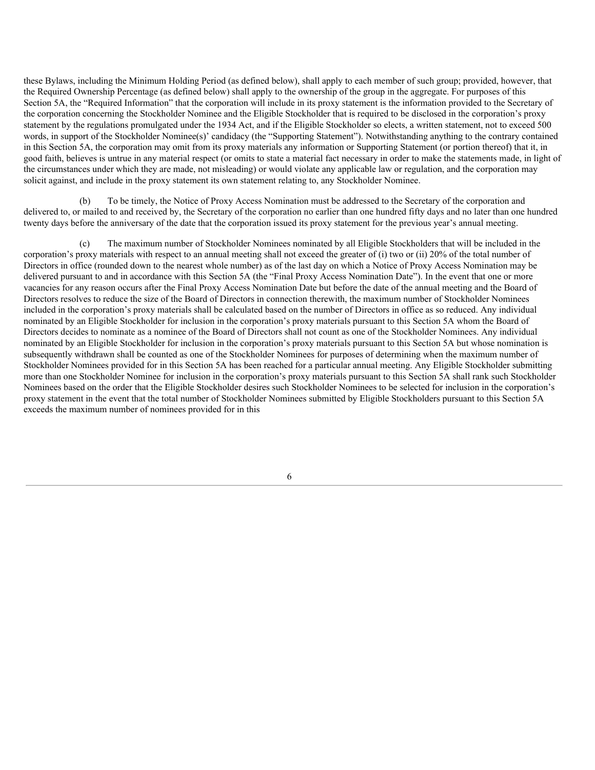these Bylaws, including the Minimum Holding Period (as defined below), shall apply to each member of such group; provided, however, that the Required Ownership Percentage (as defined below) shall apply to the ownership of the group in the aggregate. For purposes of this Section 5A, the "Required Information" that the corporation will include in its proxy statement is the information provided to the Secretary of the corporation concerning the Stockholder Nominee and the Eligible Stockholder that is required to be disclosed in the corporation's proxy statement by the regulations promulgated under the 1934 Act, and if the Eligible Stockholder so elects, a written statement, not to exceed 500 words, in support of the Stockholder Nominee(s)' candidacy (the "Supporting Statement"). Notwithstanding anything to the contrary contained in this Section 5A, the corporation may omit from its proxy materials any information or Supporting Statement (or portion thereof) that it, in good faith, believes is untrue in any material respect (or omits to state a material fact necessary in order to make the statements made, in light of the circumstances under which they are made, not misleading) or would violate any applicable law or regulation, and the corporation may solicit against, and include in the proxy statement its own statement relating to, any Stockholder Nominee.

(b) To be timely, the Notice of Proxy Access Nomination must be addressed to the Secretary of the corporation and delivered to, or mailed to and received by, the Secretary of the corporation no earlier than one hundred fifty days and no later than one hundred twenty days before the anniversary of the date that the corporation issued its proxy statement for the previous year's annual meeting.

(c) The maximum number of Stockholder Nominees nominated by all Eligible Stockholders that will be included in the corporation's proxy materials with respect to an annual meeting shall not exceed the greater of (i) two or (ii) 20% of the total number of Directors in office (rounded down to the nearest whole number) as of the last day on which a Notice of Proxy Access Nomination may be delivered pursuant to and in accordance with this Section 5A (the "Final Proxy Access Nomination Date"). In the event that one or more vacancies for any reason occurs after the Final Proxy Access Nomination Date but before the date of the annual meeting and the Board of Directors resolves to reduce the size of the Board of Directors in connection therewith, the maximum number of Stockholder Nominees included in the corporation's proxy materials shall be calculated based on the number of Directors in office as so reduced. Any individual nominated by an Eligible Stockholder for inclusion in the corporation's proxy materials pursuant to this Section 5A whom the Board of Directors decides to nominate as a nominee of the Board of Directors shall not count as one of the Stockholder Nominees. Any individual nominated by an Eligible Stockholder for inclusion in the corporation's proxy materials pursuant to this Section 5A but whose nomination is subsequently withdrawn shall be counted as one of the Stockholder Nominees for purposes of determining when the maximum number of Stockholder Nominees provided for in this Section 5A has been reached for a particular annual meeting. Any Eligible Stockholder submitting more than one Stockholder Nominee for inclusion in the corporation's proxy materials pursuant to this Section 5A shall rank such Stockholder Nominees based on the order that the Eligible Stockholder desires such Stockholder Nominees to be selected for inclusion in the corporation's proxy statement in the event that the total number of Stockholder Nominees submitted by Eligible Stockholders pursuant to this Section 5A exceeds the maximum number of nominees provided for in this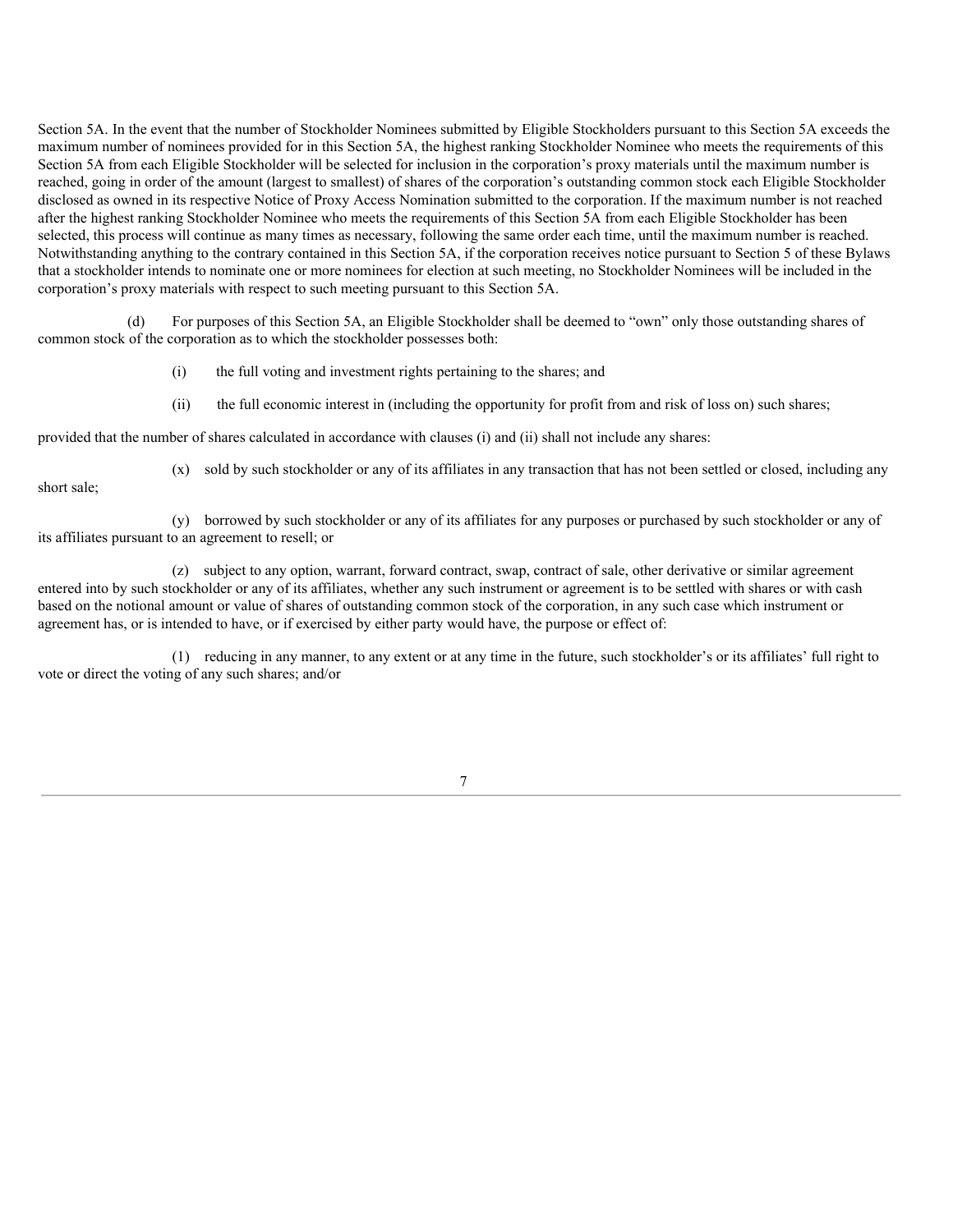Section 5A. In the event that the number of Stockholder Nominees submitted by Eligible Stockholders pursuant to this Section 5A exceeds the maximum number of nominees provided for in this Section 5A, the highest ranking Stockholder Nominee who meets the requirements of this Section 5A from each Eligible Stockholder will be selected for inclusion in the corporation's proxy materials until the maximum number is reached, going in order of the amount (largest to smallest) of shares of the corporation's outstanding common stock each Eligible Stockholder disclosed as owned in its respective Notice of Proxy Access Nomination submitted to the corporation. If the maximum number is not reached after the highest ranking Stockholder Nominee who meets the requirements of this Section 5A from each Eligible Stockholder has been selected, this process will continue as many times as necessary, following the same order each time, until the maximum number is reached. Notwithstanding anything to the contrary contained in this Section 5A, if the corporation receives notice pursuant to Section 5 of these Bylaws that a stockholder intends to nominate one or more nominees for election at such meeting, no Stockholder Nominees will be included in the corporation's proxy materials with respect to such meeting pursuant to this Section 5A.

(d) For purposes of this Section 5A, an Eligible Stockholder shall be deemed to "own" only those outstanding shares of common stock of the corporation as to which the stockholder possesses both:

(i) the full voting and investment rights pertaining to the shares; and

(ii) the full economic interest in (including the opportunity for profit from and risk of loss on) such shares;

provided that the number of shares calculated in accordance with clauses (i) and (ii) shall not include any shares:

(x) sold by such stockholder or any of its affiliates in any transaction that has not been settled or closed, including any short sale;

(y) borrowed by such stockholder or any of its affiliates for any purposes or purchased by such stockholder or any of its affiliates pursuant to an agreement to resell; or

(z) subject to any option, warrant, forward contract, swap, contract of sale, other derivative or similar agreement entered into by such stockholder or any of its affiliates, whether any such instrument or agreement is to be settled with shares or with cash based on the notional amount or value of shares of outstanding common stock of the corporation, in any such case which instrument or agreement has, or is intended to have, or if exercised by either party would have, the purpose or effect of:

(1) reducing in any manner, to any extent or at any time in the future, such stockholder's or its affiliates' full right to vote or direct the voting of any such shares; and/or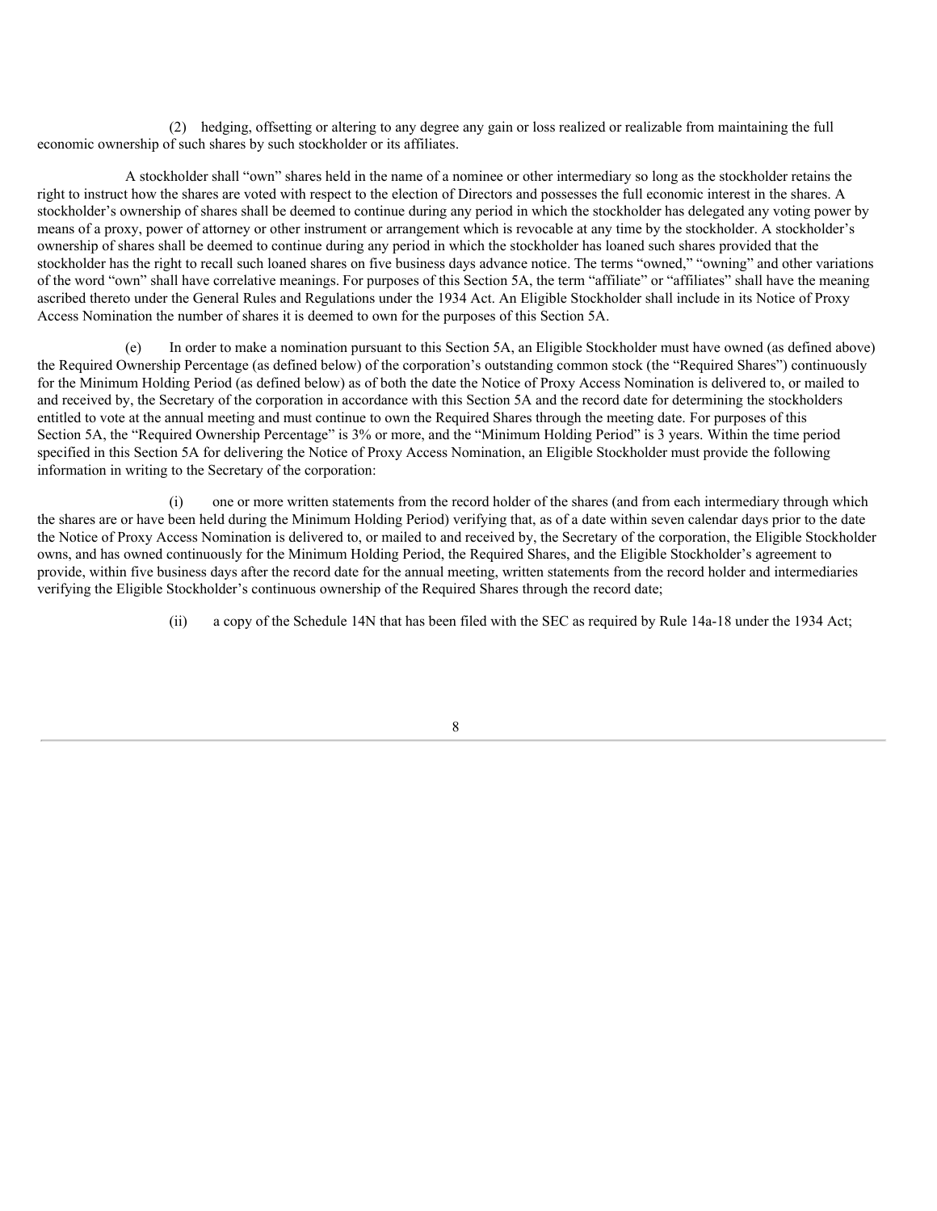(2) hedging, offsetting or altering to any degree any gain or loss realized or realizable from maintaining the full economic ownership of such shares by such stockholder or its affiliates.

A stockholder shall "own" shares held in the name of a nominee or other intermediary so long as the stockholder retains the right to instruct how the shares are voted with respect to the election of Directors and possesses the full economic interest in the shares. A stockholder's ownership of shares shall be deemed to continue during any period in which the stockholder has delegated any voting power by means of a proxy, power of attorney or other instrument or arrangement which is revocable at any time by the stockholder. A stockholder's ownership of shares shall be deemed to continue during any period in which the stockholder has loaned such shares provided that the stockholder has the right to recall such loaned shares on five business days advance notice. The terms "owned," "owning" and other variations of the word "own" shall have correlative meanings. For purposes of this Section 5A, the term "affiliate" or "affiliates" shall have the meaning ascribed thereto under the General Rules and Regulations under the 1934 Act. An Eligible Stockholder shall include in its Notice of Proxy Access Nomination the number of shares it is deemed to own for the purposes of this Section 5A.

(e) In order to make a nomination pursuant to this Section 5A, an Eligible Stockholder must have owned (as defined above) the Required Ownership Percentage (as defined below) of the corporation's outstanding common stock (the "Required Shares") continuously for the Minimum Holding Period (as defined below) as of both the date the Notice of Proxy Access Nomination is delivered to, or mailed to and received by, the Secretary of the corporation in accordance with this Section 5A and the record date for determining the stockholders entitled to vote at the annual meeting and must continue to own the Required Shares through the meeting date. For purposes of this Section 5A, the "Required Ownership Percentage" is 3% or more, and the "Minimum Holding Period" is 3 years. Within the time period specified in this Section 5A for delivering the Notice of Proxy Access Nomination, an Eligible Stockholder must provide the following information in writing to the Secretary of the corporation:

(i) one or more written statements from the record holder of the shares (and from each intermediary through which the shares are or have been held during the Minimum Holding Period) verifying that, as of a date within seven calendar days prior to the date the Notice of Proxy Access Nomination is delivered to, or mailed to and received by, the Secretary of the corporation, the Eligible Stockholder owns, and has owned continuously for the Minimum Holding Period, the Required Shares, and the Eligible Stockholder's agreement to provide, within five business days after the record date for the annual meeting, written statements from the record holder and intermediaries verifying the Eligible Stockholder's continuous ownership of the Required Shares through the record date;

(ii) a copy of the Schedule 14N that has been filed with the SEC as required by Rule 14a-18 under the 1934 Act;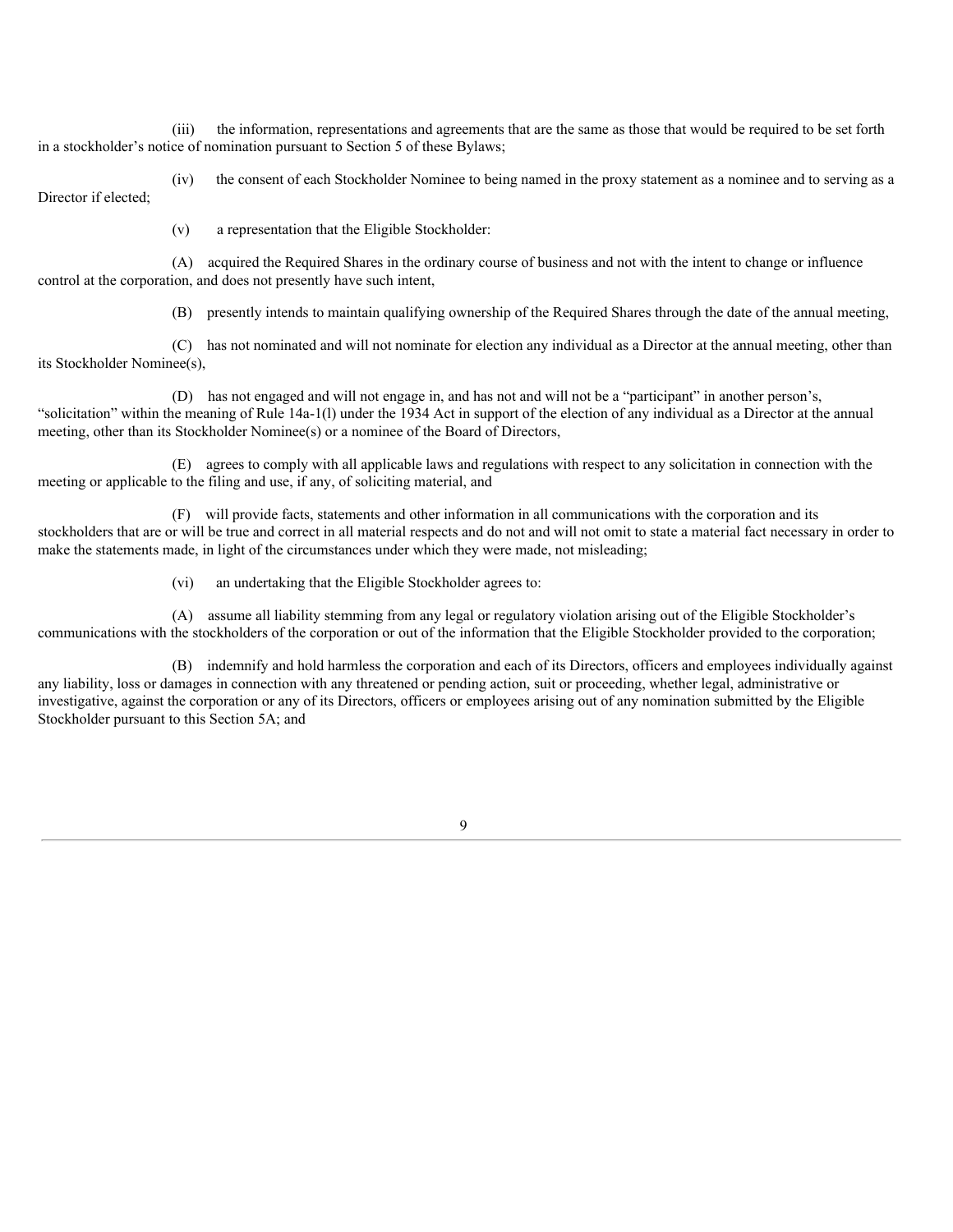(iii) the information, representations and agreements that are the same as those that would be required to be set forth in a stockholder's notice of nomination pursuant to Section 5 of these Bylaws;

(iv) the consent of each Stockholder Nominee to being named in the proxy statement as a nominee and to serving as a Director if elected;

(v) a representation that the Eligible Stockholder:

(A) acquired the Required Shares in the ordinary course of business and not with the intent to change or influence control at the corporation, and does not presently have such intent,

(B) presently intends to maintain qualifying ownership of the Required Shares through the date of the annual meeting,

(C) has not nominated and will not nominate for election any individual as a Director at the annual meeting, other than its Stockholder Nominee(s),

(D) has not engaged and will not engage in, and has not and will not be a "participant" in another person's, "solicitation" within the meaning of Rule 14a-1(l) under the 1934 Act in support of the election of any individual as a Director at the annual meeting, other than its Stockholder Nominee(s) or a nominee of the Board of Directors,

(E) agrees to comply with all applicable laws and regulations with respect to any solicitation in connection with the meeting or applicable to the filing and use, if any, of soliciting material, and

(F) will provide facts, statements and other information in all communications with the corporation and its stockholders that are or will be true and correct in all material respects and do not and will not omit to state a material fact necessary in order to make the statements made, in light of the circumstances under which they were made, not misleading;

(vi) an undertaking that the Eligible Stockholder agrees to:

(A) assume all liability stemming from any legal or regulatory violation arising out of the Eligible Stockholder's communications with the stockholders of the corporation or out of the information that the Eligible Stockholder provided to the corporation;

(B) indemnify and hold harmless the corporation and each of its Directors, officers and employees individually against any liability, loss or damages in connection with any threatened or pending action, suit or proceeding, whether legal, administrative or investigative, against the corporation or any of its Directors, officers or employees arising out of any nomination submitted by the Eligible Stockholder pursuant to this Section 5A; and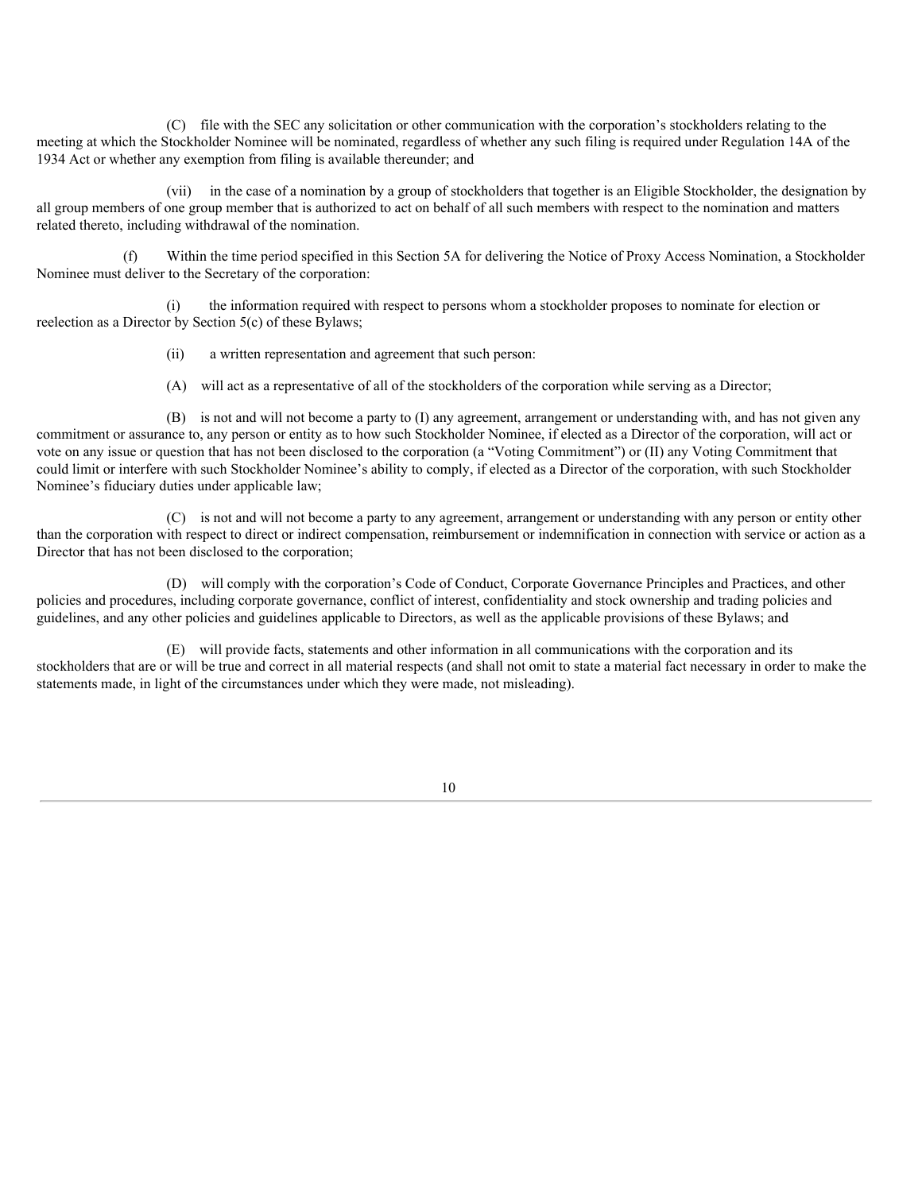(C) file with the SEC any solicitation or other communication with the corporation's stockholders relating to the meeting at which the Stockholder Nominee will be nominated, regardless of whether any such filing is required under Regulation 14A of the 1934 Act or whether any exemption from filing is available thereunder; and

(vii) in the case of a nomination by a group of stockholders that together is an Eligible Stockholder, the designation by all group members of one group member that is authorized to act on behalf of all such members with respect to the nomination and matters related thereto, including withdrawal of the nomination.

(f) Within the time period specified in this Section 5A for delivering the Notice of Proxy Access Nomination, a Stockholder Nominee must deliver to the Secretary of the corporation:

(i) the information required with respect to persons whom a stockholder proposes to nominate for election or reelection as a Director by Section 5(c) of these Bylaws;

(ii) a written representation and agreement that such person:

(A) will act as a representative of all of the stockholders of the corporation while serving as a Director;

(B) is not and will not become a party to (I) any agreement, arrangement or understanding with, and has not given any commitment or assurance to, any person or entity as to how such Stockholder Nominee, if elected as a Director of the corporation, will act or vote on any issue or question that has not been disclosed to the corporation (a "Voting Commitment") or (II) any Voting Commitment that could limit or interfere with such Stockholder Nominee's ability to comply, if elected as a Director of the corporation, with such Stockholder Nominee's fiduciary duties under applicable law;

(C) is not and will not become a party to any agreement, arrangement or understanding with any person or entity other than the corporation with respect to direct or indirect compensation, reimbursement or indemnification in connection with service or action as a Director that has not been disclosed to the corporation;

(D) will comply with the corporation's Code of Conduct, Corporate Governance Principles and Practices, and other policies and procedures, including corporate governance, conflict of interest, confidentiality and stock ownership and trading policies and guidelines, and any other policies and guidelines applicable to Directors, as well as the applicable provisions of these Bylaws; and

(E) will provide facts, statements and other information in all communications with the corporation and its stockholders that are or will be true and correct in all material respects (and shall not omit to state a material fact necessary in order to make the statements made, in light of the circumstances under which they were made, not misleading).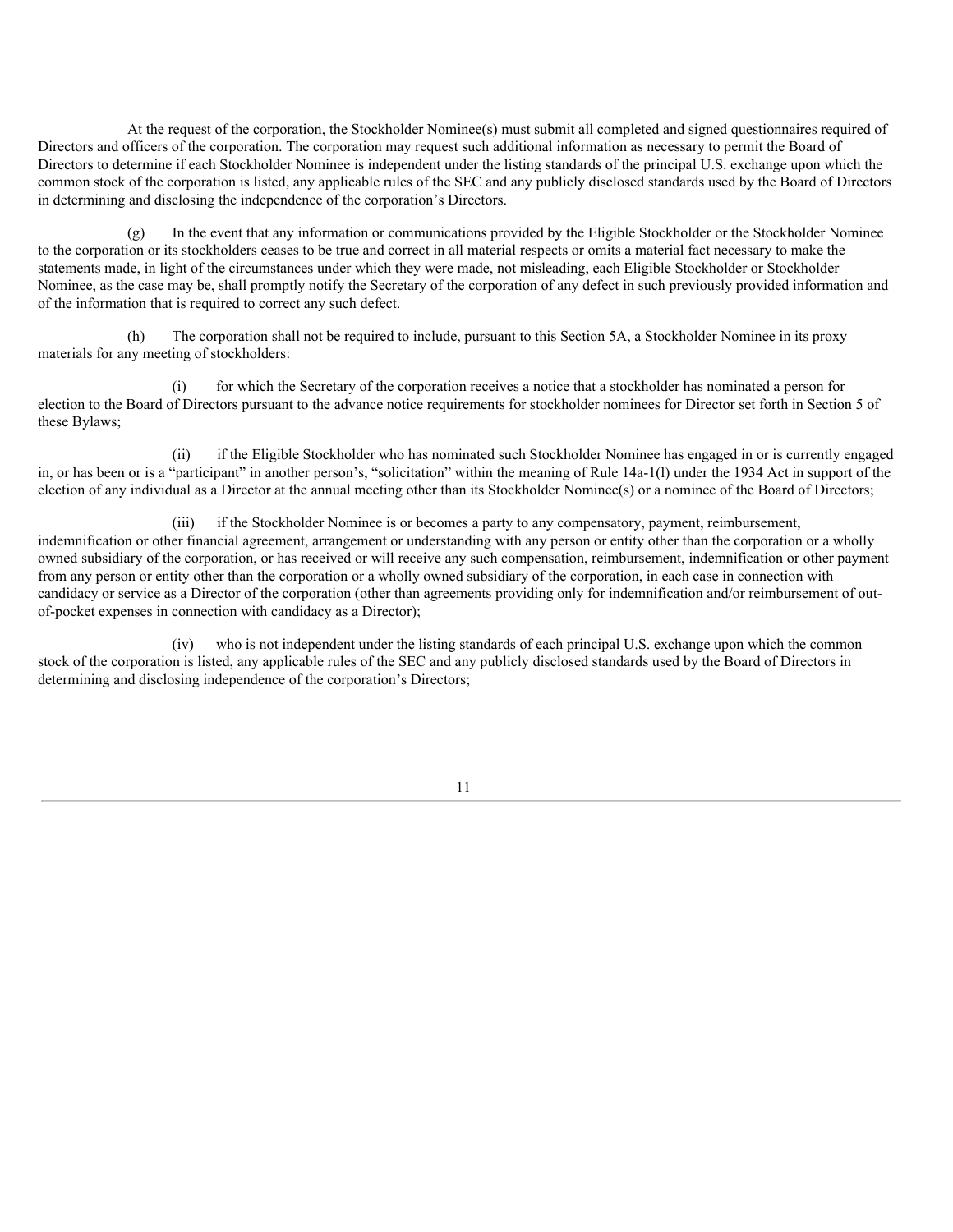At the request of the corporation, the Stockholder Nominee(s) must submit all completed and signed questionnaires required of Directors and officers of the corporation. The corporation may request such additional information as necessary to permit the Board of Directors to determine if each Stockholder Nominee is independent under the listing standards of the principal U.S. exchange upon which the common stock of the corporation is listed, any applicable rules of the SEC and any publicly disclosed standards used by the Board of Directors in determining and disclosing the independence of the corporation's Directors.

(g) In the event that any information or communications provided by the Eligible Stockholder or the Stockholder Nominee to the corporation or its stockholders ceases to be true and correct in all material respects or omits a material fact necessary to make the statements made, in light of the circumstances under which they were made, not misleading, each Eligible Stockholder or Stockholder Nominee, as the case may be, shall promptly notify the Secretary of the corporation of any defect in such previously provided information and of the information that is required to correct any such defect.

(h) The corporation shall not be required to include, pursuant to this Section 5A, a Stockholder Nominee in its proxy materials for any meeting of stockholders:

(i) for which the Secretary of the corporation receives a notice that a stockholder has nominated a person for election to the Board of Directors pursuant to the advance notice requirements for stockholder nominees for Director set forth in Section 5 of these Bylaws;

(ii) if the Eligible Stockholder who has nominated such Stockholder Nominee has engaged in or is currently engaged in, or has been or is a "participant" in another person's, "solicitation" within the meaning of Rule 14a-1(l) under the 1934 Act in support of the election of any individual as a Director at the annual meeting other than its Stockholder Nominee(s) or a nominee of the Board of Directors;

(iii) if the Stockholder Nominee is or becomes a party to any compensatory, payment, reimbursement, indemnification or other financial agreement, arrangement or understanding with any person or entity other than the corporation or a wholly owned subsidiary of the corporation, or has received or will receive any such compensation, reimbursement, indemnification or other payment from any person or entity other than the corporation or a wholly owned subsidiary of the corporation, in each case in connection with candidacy or service as a Director of the corporation (other than agreements providing only for indemnification and/or reimbursement of out-of-pocket expenses in connection with candidacy as a Director);

(iv) who is not independent under the listing standards of each principal U.S. exchange upon which the common stock of the corporation is listed, any applicable rules of the SEC and any publicly disclosed standards used by the Board of Directors in determining and disclosing independence of the corporation's Directors;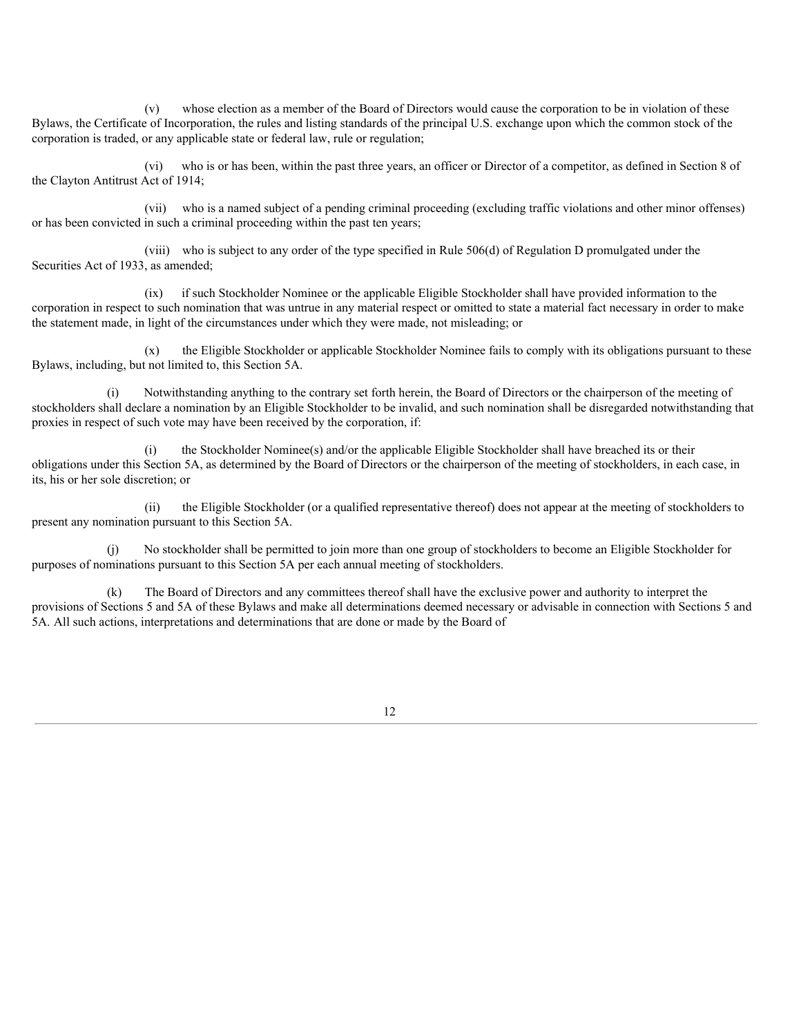(v) whose election as a member of the Board of Directors would cause the corporation to be in violation of these Bylaws, the Certificate of Incorporation, the rules and listing standards of the principal U.S. exchange upon which the common stock of the corporation is traded, or any applicable state or federal law, rule or regulation;

(vi) who is or has been, within the past three years, an officer or Director of a competitor, as defined in Section 8 of the Clayton Antitrust Act of 1914;

(vii) who is a named subject of a pending criminal proceeding (excluding traffic violations and other minor offenses) or has been convicted in such a criminal proceeding within the past ten years;

(viii) who is subject to any order of the type specified in Rule 506(d) of Regulation D promulgated under the Securities Act of 1933, as amended;

(ix) if such Stockholder Nominee or the applicable Eligible Stockholder shall have provided information to the corporation in respect to such nomination that was untrue in any material respect or omitted to state a material fact necessary in order to make the statement made, in light of the circumstances under which they were made, not misleading; or

(x) the Eligible Stockholder or applicable Stockholder Nominee fails to comply with its obligations pursuant to these Bylaws, including, but not limited to, this Section 5A.

(i) Notwithstanding anything to the contrary set forth herein, the Board of Directors or the chairperson of the meeting of stockholders shall declare a nomination by an Eligible Stockholder to be invalid, and such nomination shall be disregarded notwithstanding that proxies in respect of such vote may have been received by the corporation, if:

(i) the Stockholder Nominee(s) and/or the applicable Eligible Stockholder shall have breached its or their obligations under this Section 5A, as determined by the Board of Directors or the chairperson of the meeting of stockholders, in each case, in its, his or her sole discretion; or

(ii) the Eligible Stockholder (or a qualified representative thereof) does not appear at the meeting of stockholders to present any nomination pursuant to this Section 5A.

(j) No stockholder shall be permitted to join more than one group of stockholders to become an Eligible Stockholder for purposes of nominations pursuant to this Section 5A per each annual meeting of stockholders.

(k) The Board of Directors and any committees thereof shall have the exclusive power and authority to interpret the provisions of Sections 5 and 5A of these Bylaws and make all determinations deemed necessary or advisable in connection with Sections 5 and 5A. All such actions, interpretations and determinations that are done or made by the Board of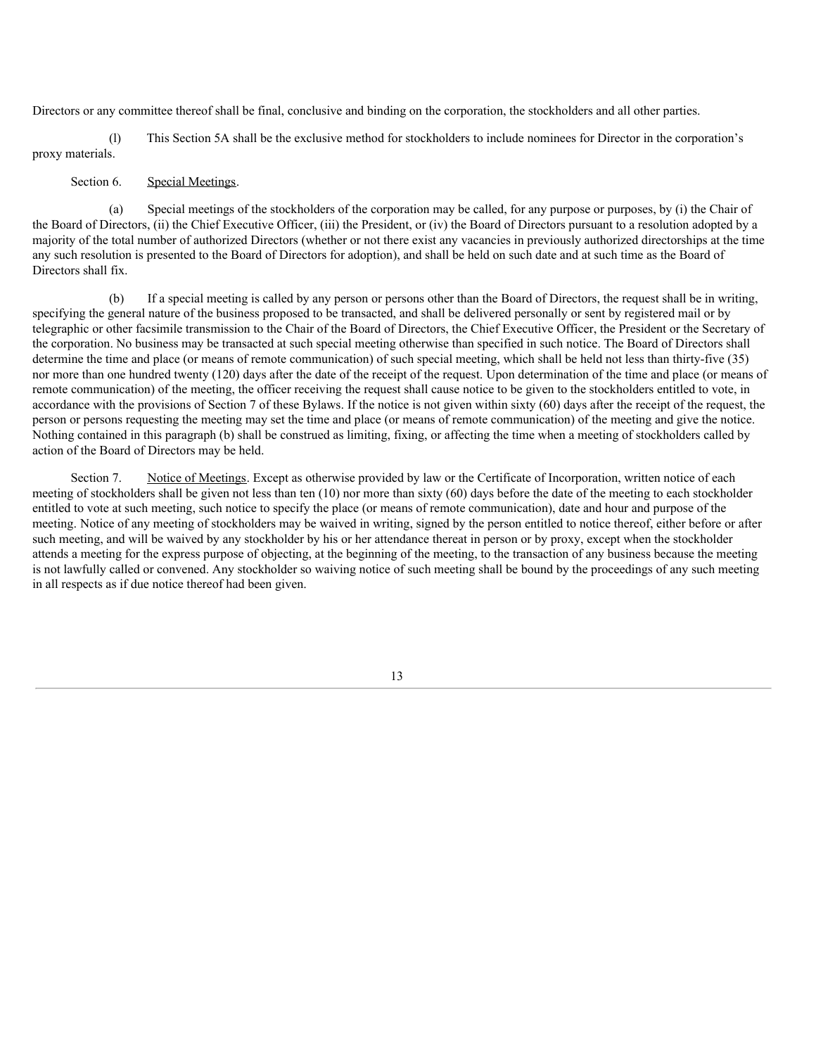Directors or any committee thereof shall be final, conclusive and binding on the corporation, the stockholders and all other parties.

(l) This Section 5A shall be the exclusive method for stockholders to include nominees for Director in the corporation's proxy materials.

Section 6. Special Meetings.

(a) Special meetings of the stockholders of the corporation may be called, for any purpose or purposes, by (i) the Chair of the Board of Directors, (ii) the Chief Executive Officer, (iii) the President, or (iv) the Board of Directors pursuant to a resolution adopted by a majority of the total number of authorized Directors (whether or not there exist any vacancies in previously authorized directorships at the time any such resolution is presented to the Board of Directors for adoption), and shall be held on such date and at such time as the Board of Directors shall fix.

(b) If a special meeting is called by any person or persons other than the Board of Directors, the request shall be in writing, specifying the general nature of the business proposed to be transacted, and shall be delivered personally or sent by registered mail or by telegraphic or other facsimile transmission to the Chair of the Board of Directors, the Chief Executive Officer, the President or the Secretary of the corporation. No business may be transacted at such special meeting otherwise than specified in such notice. The Board of Directors shall determine the time and place (or means of remote communication) of such special meeting, which shall be held not less than thirty-five (35) nor more than one hundred twenty (120) days after the date of the receipt of the request. Upon determination of the time and place (or means of remote communication) of the meeting, the officer receiving the request shall cause notice to be given to the stockholders entitled to vote, in accordance with the provisions of Section 7 of these Bylaws. If the notice is not given within sixty (60) days after the receipt of the request, the person or persons requesting the meeting may set the time and place (or means of remote communication) of the meeting and give the notice. Nothing contained in this paragraph (b) shall be construed as limiting, fixing, or affecting the time when a meeting of stockholders called by action of the Board of Directors may be held.

Section 7. Notice of Meetings. Except as otherwise provided by law or the Certificate of Incorporation, written notice of each meeting of stockholders shall be given not less than ten (10) nor more than sixty (60) days before the date of the meeting to each stockholder entitled to vote at such meeting, such notice to specify the place (or means of remote communication), date and hour and purpose of the meeting. Notice of any meeting of stockholders may be waived in writing, signed by the person entitled to notice thereof, either before or after such meeting, and will be waived by any stockholder by his or her attendance thereat in person or by proxy, except when the stockholder attends a meeting for the express purpose of objecting, at the beginning of the meeting, to the transaction of any business because the meeting is not lawfully called or convened. Any stockholder so waiving notice of such meeting shall be bound by the proceedings of any such meeting in all respects as if due notice thereof had been given.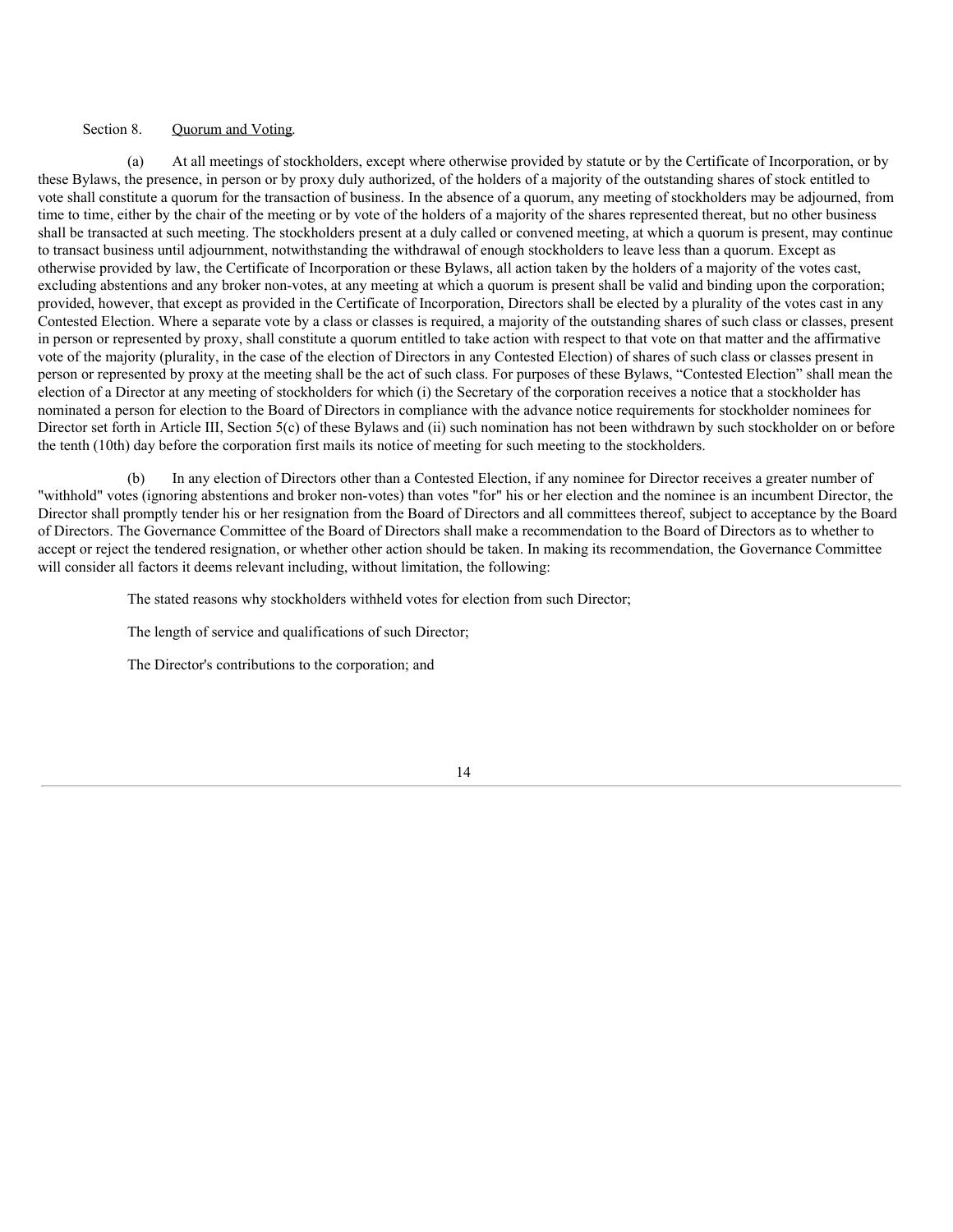Section 8. <u>Quorum and Voting</u>.

(a) At all meetings of stockholders, except where otherwise provided by statute or by the Certificate of Incorporation, or by these Bylaws, the presence, in person or by proxy duly authorized, of the holders of a majority of the outstanding shares of stock entitled to vote shall constitute a quorum for the transaction of business. In the absence of a quorum, any meeting of stockholders may be adjourned, from time to time, either by the chair of the meeting or by vote of the holders of a majority of the shares represented thereat, but no other business shall be transacted at such meeting. The stockholders present at a duly called or convened meeting, at which a quorum is present, may continue to transact business until adjournment, notwithstanding the withdrawal of enough stockholders to leave less than a quorum. Except as otherwise provided by law, the Certificate of Incorporation or these Bylaws, all action taken by the holders of a majority of the votes cast, excluding abstentions and any broker non-votes, at any meeting at which a quorum is present shall be valid and binding upon the corporation; provided, however, that except as provided in the Certificate of Incorporation, Directors shall be elected by a plurality of the votes cast in any Contested Election. Where a separate vote by a class or classes is required, a majority of the outstanding shares of such class or classes, present in person or represented by proxy, shall constitute a quorum entitled to take action with respect to that vote on that matter and the affirmative vote of the majority (plurality, in the case of the election of Directors in any Contested Election) of shares of such class or classes present in person or represented by proxy at the meeting shall be the act of such class. For purposes of these Bylaws, "Contested Election" shall mean the election of a Director at any meeting of stockholders for which (i) the Secretary of the corporation receives a notice that a stockholder has nominated a person for election to the Board of Directors in compliance with the advance notice requirements for stockholder nominees for Director set forth in Article III, Section 5(c) of these Bylaws and (ii) such nomination has not been withdrawn by such stockholder on or before the tenth (10th) day before the corporation first mails its notice of meeting for such meeting to the stockholders.

(b) In any election of Directors other than a Contested Election, if any nominee for Director receives a greater number of "withhold" votes (ignoring abstentions and broker non-votes) than votes "for" his or her election and the nominee is an incumbent Director, the Director shall promptly tender his or her resignation from the Board of Directors and all committees thereof, subject to acceptance by the Board of Directors. The Governance Committee of the Board of Directors shall make a recommendation to the Board of Directors as to whether to accept or reject the tendered resignation, or whether other action should be taken. In making its recommendation, the Governance Committee will consider all factors it deems relevant including, without limitation, the following:

The stated reasons why stockholders withheld votes for election from such Director;

The length of service and qualifications of such Director;

The Director's contributions to the corporation; and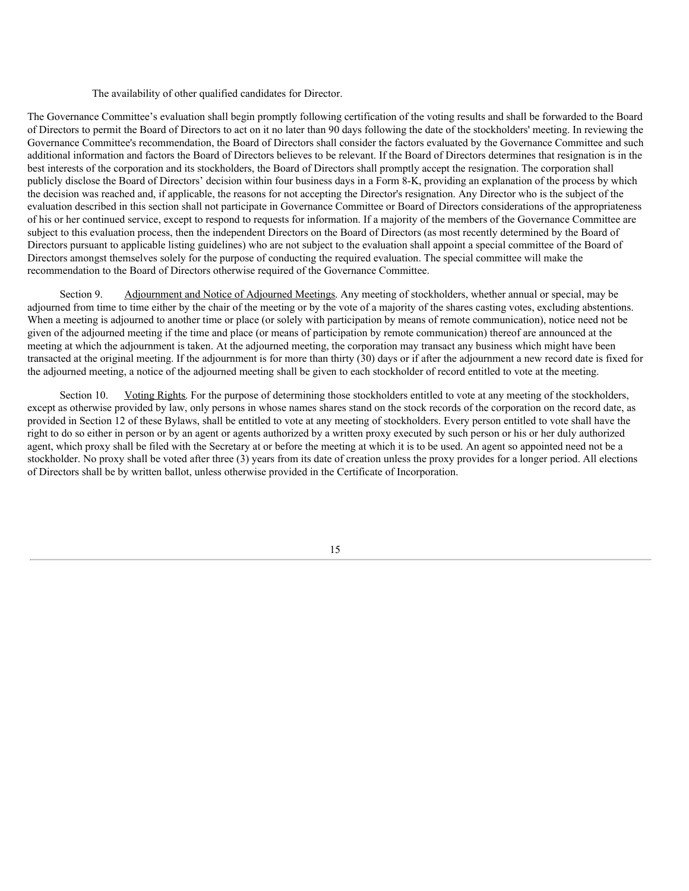The availability of other qualified candidates for Director.

The Governance Committee's evaluation shall begin promptly following certification of the voting results and shall be forwarded to the Board of Directors to permit the Board of Directors to act on it no later than 90 days following the date of the stockholders' meeting. In reviewing the Governance Committee's recommendation, the Board of Directors shall consider the factors evaluated by the Governance Committee and such additional information and factors the Board of Directors believes to be relevant. If the Board of Directors determines that resignation is in the best interests of the corporation and its stockholders, the Board of Directors shall promptly accept the resignation. The corporation shall publicly disclose the Board of Directors' decision within four business days in a Form 8-K, providing an explanation of the process by which the decision was reached and, if applicable, the reasons for not accepting the Director's resignation. Any Director who is the subject of the evaluation described in this section shall not participate in Governance Committee or Board of Directors considerations of the appropriateness of his or her continued service, except to respond to requests for information. If a majority of the members of the Governance Committee are subject to this evaluation process, then the independent Directors on the Board of Directors (as most recently determined by the Board of Directors pursuant to applicable listing guidelines) who are not subject to the evaluation shall appoint a special committee of the Board of Directors amongst themselves solely for the purpose of conducting the required evaluation. The special committee will make the recommendation to the Board of Directors otherwise required of the Governance Committee.

Section 9. Adjournment and Notice of Adjourned Meetings. Any meeting of stockholders, whether annual or special, may be adjourned from time to time either by the chair of the meeting or by the vote of a majority of the shares casting votes, excluding abstentions. When a meeting is adjourned to another time or place (or solely with participation by means of remote communication), notice need not be given of the adjourned meeting if the time and place (or means of participation by remote communication) thereof are announced at the meeting at which the adjournment is taken. At the adjourned meeting, the corporation may transact any business which might have been transacted at the original meeting. If the adjournment is for more than thirty (30) days or if after the adjournment a new record date is fixed for the adjourned meeting, a notice of the adjourned meeting shall be given to each stockholder of record entitled to vote at the meeting.

Section 10. Voting Rights. For the purpose of determining those stockholders entitled to vote at any meeting of the stockholders, except as otherwise provided by law, only persons in whose names shares stand on the stock records of the corporation on the record date, as provided in Section 12 of these Bylaws, shall be entitled to vote at any meeting of stockholders. Every person entitled to vote shall have the right to do so either in person or by an agent or agents authorized by a written proxy executed by such person or his or her duly authorized agent, which proxy shall be filed with the Secretary at or before the meeting at which it is to be used. An agent so appointed need not be a stockholder. No proxy shall be voted after three (3) years from its date of creation unless the proxy provides for a longer period. All elections of Directors shall be by written ballot, unless otherwise provided in the Certificate of Incorporation.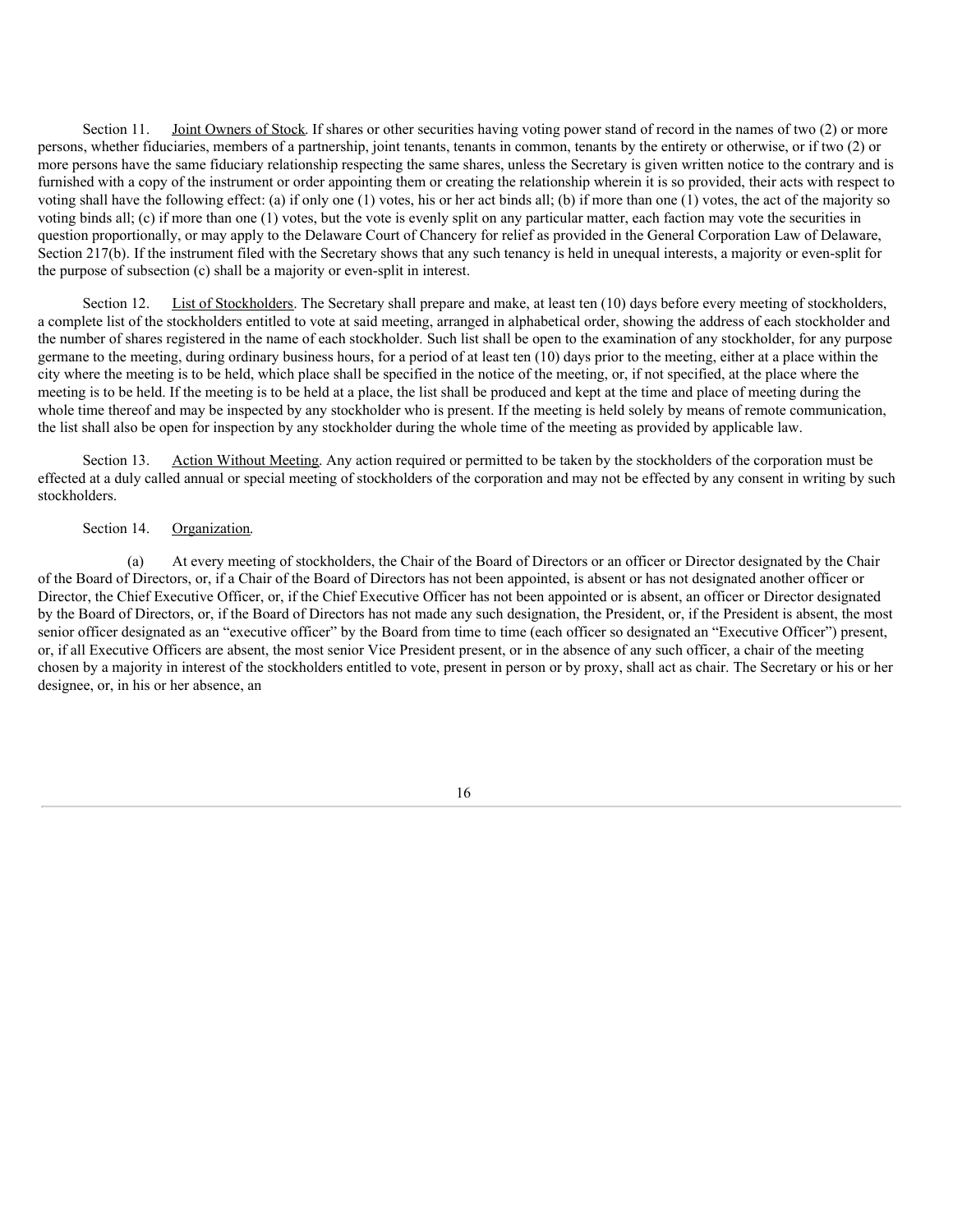Section 11. <u>Joint Owners of Stock</u>. If shares or other securities having voting power stand of record in the names of two (2) or more persons, whether fiduciaries, members of a partnership, joint tenants, tenants in common, tenants by the entirety or otherwise, or if two (2) or more persons have the same fiduciary relationship respecting the same shares, unless the Secretary is given written notice to the contrary and is furnished with a copy of the instrument or order appointing them or creating the relationship wherein it is so provided, their acts with respect to voting shall have the following effect: (a) if only one (1) votes, his or her act binds all; (b) if more than one (1) votes, the act of the majority so voting binds all; (c) if more than one (1) votes, but the vote is evenly split on any particular matter, each faction may vote the securities in question proportionally, or may apply to the Delaware Court of Chancery for relief as provided in the General Corporation Law of Delaware, Section 217(b). If the instrument filed with the Secretary shows that any such tenancy is held in unequal interests, a majority or even-split for the purpose of subsection (c) shall be a majority or even-split in interest.

Section 12. <u>List of Stockholders</u>. The Secretary shall prepare and make, at least ten (10) days before every meeting of stockholders, a complete list of the stockholders entitled to vote at said meeting, arranged in alphabetical order, showing the address of each stockholder and the number of shares registered in the name of each stockholder. Such list shall be open to the examination of any stockholder, for any purpose germane to the meeting, during ordinary business hours, for a period of at least ten (10) days prior to the meeting, either at a place within the city where the meeting is to be held, which place shall be specified in the notice of the meeting, or, if not specified, at the place where the meeting is to be held. If the meeting is to be held at a place, the list shall be produced and kept at the time and place of meeting during the whole time thereof and may be inspected by any stockholder who is present. If the meeting is held solely by means of remote communication, the list shall also be open for inspection by any stockholder during the whole time of the meeting as provided by applicable law.

Section 13. <u>Action Without Meeting</u>. Any action required or permitted to be taken by the stockholders of the corporation must be effected at a duly called annual or special meeting of stockholders of the corporation and may not be effected by any consent in writing by such stockholders.

Section 14. <u>Organization</u>.

(a) At every meeting of stockholders, the Chair of the Board of Directors or an officer or Director designated by the Chair of the Board of Directors, or, if a Chair of the Board of Directors has not been appointed, is absent or has not designated another officer or Director, the Chief Executive Officer, or, if the Chief Executive Officer has not been appointed or is absent, an officer or Director designated by the Board of Directors, or, if the Board of Directors has not made any such designation, the President, or, if the President is absent, the most senior officer designated as an "executive officer" by the Board from time to time (each officer so designated an "Executive Officer") present, or, if all Executive Officers are absent, the most senior Vice President present, or in the absence of any such officer, a chair of the meeting chosen by a majority in interest of the stockholders entitled to vote, present in person or by proxy, shall act as chair. The Secretary or his or her designee, or, in his or her absence, an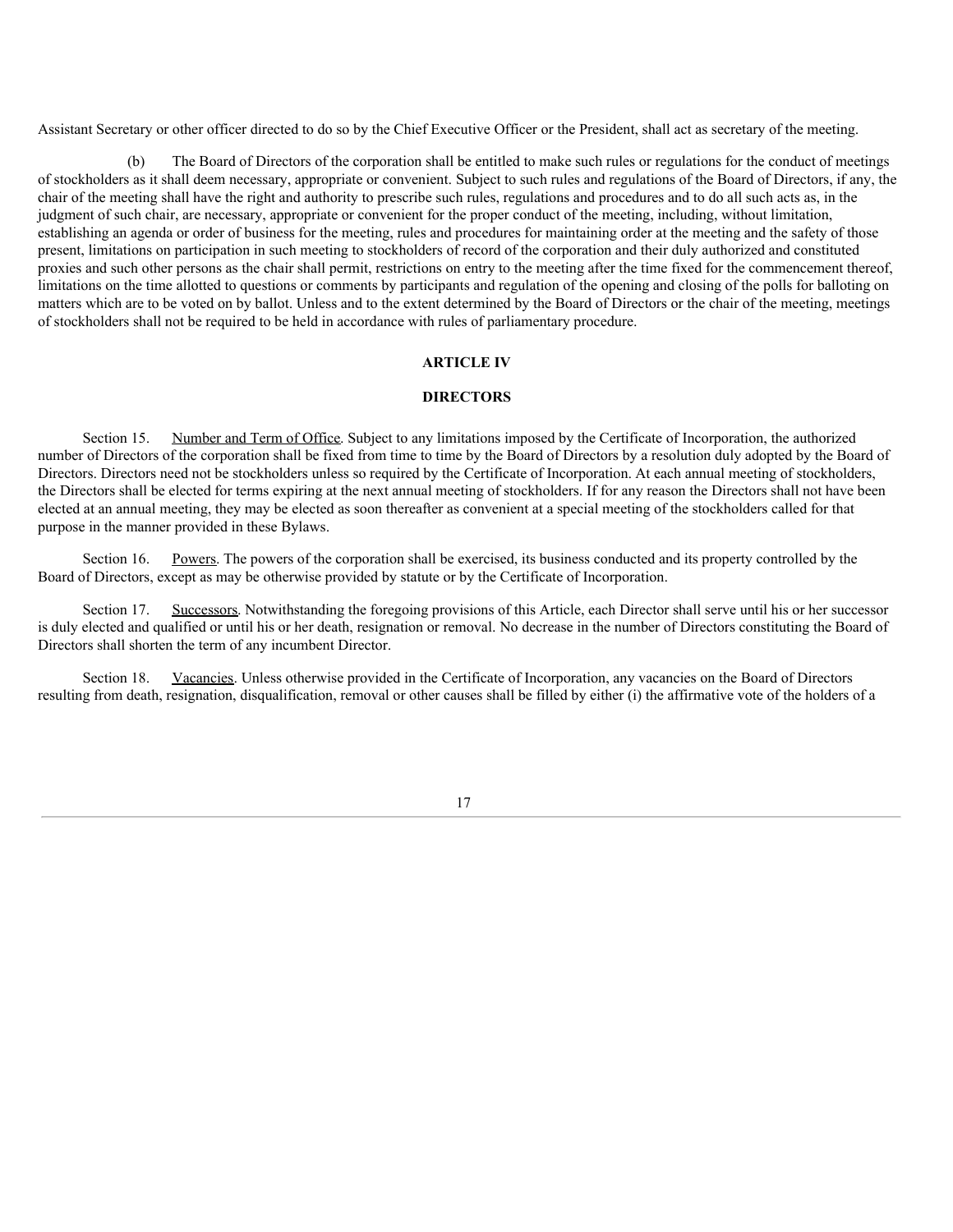Assistant Secretary or other officer directed to do so by the Chief Executive Officer or the President, shall act as secretary of the meeting.

(b) The Board of Directors of the corporation shall be entitled to make such rules or regulations for the conduct of meetings of stockholders as it shall deem necessary, appropriate or convenient. Subject to such rules and regulations of the Board of Directors, if any, the chair of the meeting shall have the right and authority to prescribe such rules, regulations and procedures and to do all such acts as, in the judgment of such chair, are necessary, appropriate or convenient for the proper conduct of the meeting, including, without limitation, establishing an agenda or order of business for the meeting, rules and procedures for maintaining order at the meeting and the safety of those present, limitations on participation in such meeting to stockholders of record of the corporation and their duly authorized and constituted proxies and such other persons as the chair shall permit, restrictions on entry to the meeting after the time fixed for the commencement thereof, limitations on the time allotted to questions or comments by participants and regulation of the opening and closing of the polls for balloting on matters which are to be voted on by ballot. Unless and to the extent determined by the Board of Directors or the chair of the meeting, meetings of stockholders shall not be required to be held in accordance with rules of parliamentary procedure.

## ARTICLE IV

## DIRECTORS

Section 15. Number and Term of Office. Subject to any limitations imposed by the Certificate of Incorporation, the authorized number of Directors of the corporation shall be fixed from time to time by the Board of Directors by a resolution duly adopted by the Board of Directors. Directors need not be stockholders unless so required by the Certificate of Incorporation. At each annual meeting of stockholders, the Directors shall be elected for terms expiring at the next annual meeting of stockholders. If for any reason the Directors shall not have been elected at an annual meeting, they may be elected as soon thereafter as convenient at a special meeting of the stockholders called for that purpose in the manner provided in these Bylaws.

Section 16. Powers. The powers of the corporation shall be exercised, its business conducted and its property controlled by the Board of Directors, except as may be otherwise provided by statute or by the Certificate of Incorporation.

Section 17. Successors. Notwithstanding the foregoing provisions of this Article, each Director shall serve until his or her successor is duly elected and qualified or until his or her death, resignation or removal. No decrease in the number of Directors constituting the Board of Directors shall shorten the term of any incumbent Director.

Section 18. Vacancies. Unless otherwise provided in the Certificate of Incorporation, any vacancies on the Board of Directors resulting from death, resignation, disqualification, removal or other causes shall be filled by either (i) the affirmative vote of the holders of a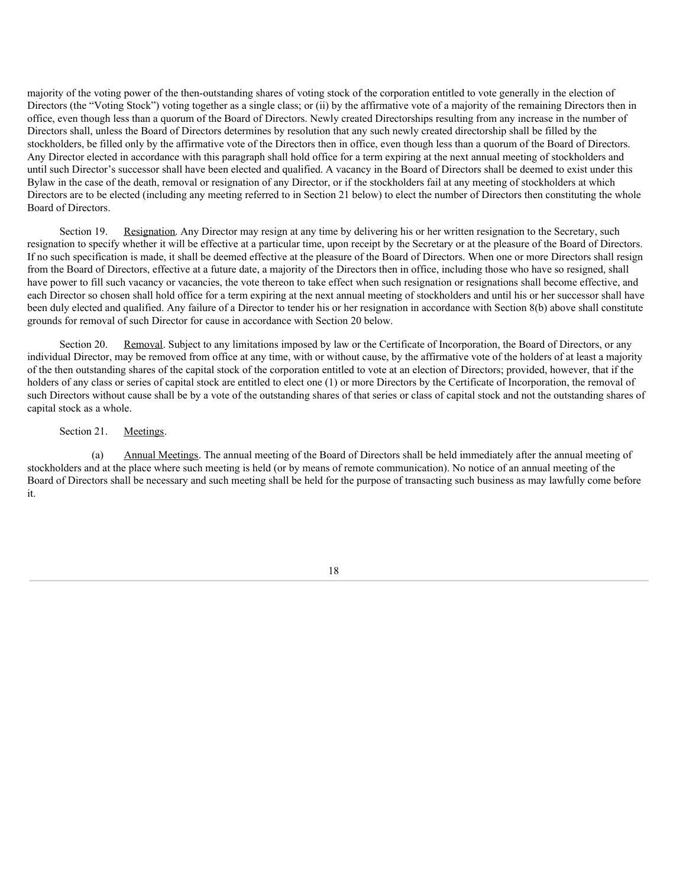majority of the voting power of the then-outstanding shares of voting stock of the corporation entitled to vote generally in the election of Directors (the "Voting Stock") voting together as a single class; or (ii) by the affirmative vote of a majority of the remaining Directors then in office, even though less than a quorum of the Board of Directors. Newly created Directorships resulting from any increase in the number of Directors shall, unless the Board of Directors determines by resolution that any such newly created directorship shall be filled by the stockholders, be filled only by the affirmative vote of the Directors then in office, even though less than a quorum of the Board of Directors. Any Director elected in accordance with this paragraph shall hold office for a term expiring at the next annual meeting of stockholders and until such Director's successor shall have been elected and qualified. A vacancy in the Board of Directors shall be deemed to exist under this Bylaw in the case of the death, removal or resignation of any Director, or if the stockholders fail at any meeting of stockholders at which Directors are to be elected (including any meeting referred to in Section 21 below) to elect the number of Directors then constituting the whole Board of Directors.

Section 19. Resignation. Any Director may resign at any time by delivering his or her written resignation to the Secretary, such resignation to specify whether it will be effective at a particular time, upon receipt by the Secretary or at the pleasure of the Board of Directors. If no such specification is made, it shall be deemed effective at the pleasure of the Board of Directors. When one or more Directors shall resign from the Board of Directors, effective at a future date, a majority of the Directors then in office, including those who have so resigned, shall have power to fill such vacancy or vacancies, the vote thereon to take effect when such resignation or resignations shall become effective, and each Director so chosen shall hold office for a term expiring at the next annual meeting of stockholders and until his or her successor shall have been duly elected and qualified. Any failure of a Director to tender his or her resignation in accordance with Section 8(b) above shall constitute grounds for removal of such Director for cause in accordance with Section 20 below.

Section 20. Removal. Subject to any limitations imposed by law or the Certificate of Incorporation, the Board of Directors, or any individual Director, may be removed from office at any time, with or without cause, by the affirmative vote of the holders of at least a majority of the then outstanding shares of the capital stock of the corporation entitled to vote at an election of Directors; provided, however, that if the holders of any class or series of capital stock are entitled to elect one (1) or more Directors by the Certificate of Incorporation, the removal of such Directors without cause shall be by a vote of the outstanding shares of that series or class of capital stock and not the outstanding shares of capital stock as a whole.

Section 21. Meetings.

(a) Annual Meetings. The annual meeting of the Board of Directors shall be held immediately after the annual meeting of stockholders and at the place where such meeting is held (or by means of remote communication). No notice of an annual meeting of the Board of Directors shall be necessary and such meeting shall be held for the purpose of transacting such business as may lawfully come before it.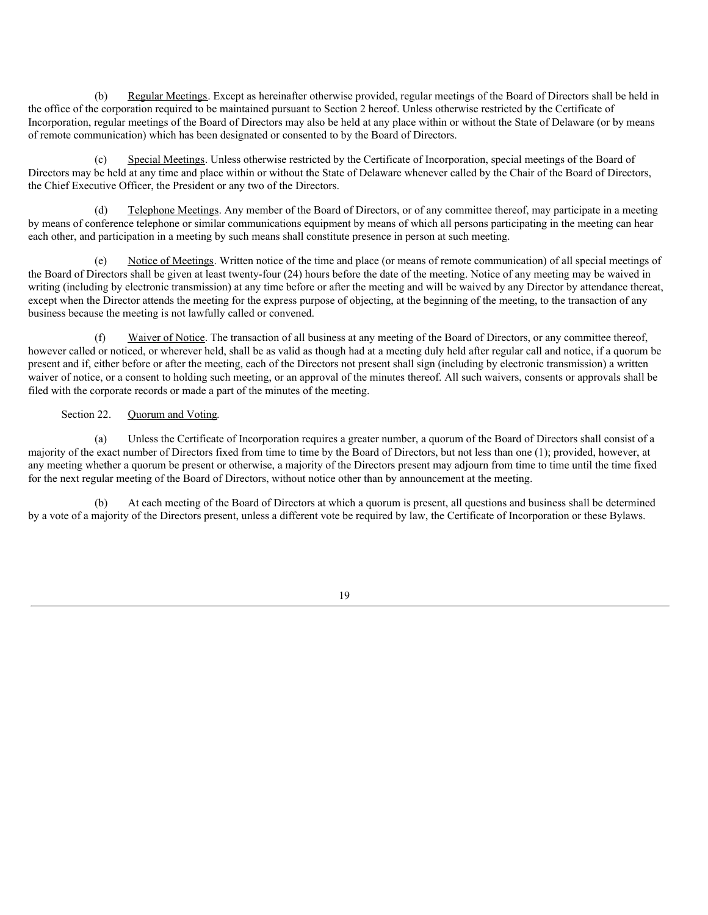(b) Regular Meetings. Except as hereinafter otherwise provided, regular meetings of the Board of Directors shall be held in the office of the corporation required to be maintained pursuant to Section 2 hereof. Unless otherwise restricted by the Certificate of Incorporation, regular meetings of the Board of Directors may also be held at any place within or without the State of Delaware (or by means of remote communication) which has been designated or consented to by the Board of Directors.

(c) Special Meetings. Unless otherwise restricted by the Certificate of Incorporation, special meetings of the Board of Directors may be held at any time and place within or without the State of Delaware whenever called by the Chair of the Board of Directors, the Chief Executive Officer, the President or any two of the Directors.

(d) Telephone Meetings. Any member of the Board of Directors, or of any committee thereof, may participate in a meeting by means of conference telephone or similar communications equipment by means of which all persons participating in the meeting can hear each other, and participation in a meeting by such means shall constitute presence in person at such meeting.

(e) Notice of Meetings. Written notice of the time and place (or means of remote communication) of all special meetings of the Board of Directors shall be given at least twenty-four (24) hours before the date of the meeting. Notice of any meeting may be waived in writing (including by electronic transmission) at any time before or after the meeting and will be waived by any Director by attendance thereat, except when the Director attends the meeting for the express purpose of objecting, at the beginning of the meeting, to the transaction of any business because the meeting is not lawfully called or convened.

(f) Waiver of Notice. The transaction of all business at any meeting of the Board of Directors, or any committee thereof, however called or noticed, or wherever held, shall be as valid as though had at a meeting duly held after regular call and notice, if a quorum be present and if, either before or after the meeting, each of the Directors not present shall sign (including by electronic transmission) a written waiver of notice, or a consent to holding such meeting, or an approval of the minutes thereof. All such waivers, consents or approvals shall be filed with the corporate records or made a part of the minutes of the meeting.

Section 22. Quorum and Voting.

(a) Unless the Certificate of Incorporation requires a greater number, a quorum of the Board of Directors shall consist of a majority of the exact number of Directors fixed from time to time by the Board of Directors, but not less than one (1); provided, however, at any meeting whether a quorum be present or otherwise, a majority of the Directors present may adjourn from time to time until the time fixed for the next regular meeting of the Board of Directors, without notice other than by announcement at the meeting.

(b) At each meeting of the Board of Directors at which a quorum is present, all questions and business shall be determined by a vote of a majority of the Directors present, unless a different vote be required by law, the Certificate of Incorporation or these Bylaws.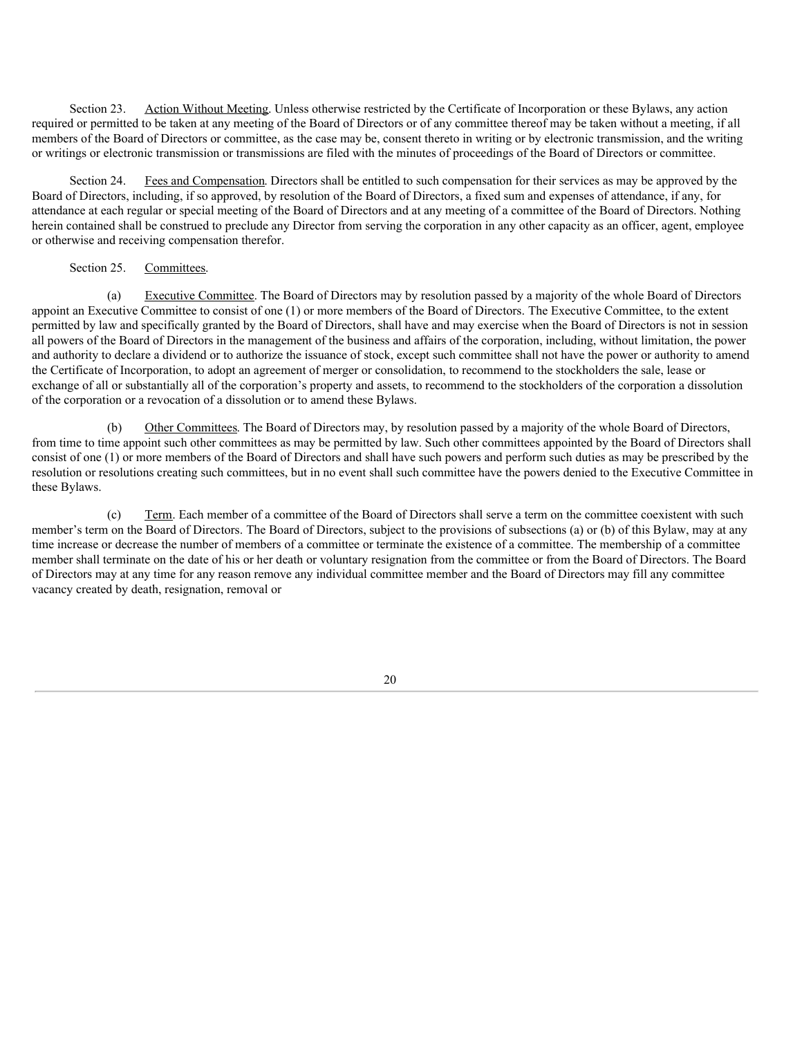Section 23. Action Without Meeting. Unless otherwise restricted by the Certificate of Incorporation or these Bylaws, any action required or permitted to be taken at any meeting of the Board of Directors or of any committee thereof may be taken without a meeting, if all members of the Board of Directors or committee, as the case may be, consent thereto in writing or by electronic transmission, and the writing or writings or electronic transmission or transmissions are filed with the minutes of proceedings of the Board of Directors or committee.

Section 24. Fees and Compensation. Directors shall be entitled to such compensation for their services as may be approved by the Board of Directors, including, if so approved, by resolution of the Board of Directors, a fixed sum and expenses of attendance, if any, for attendance at each regular or special meeting of the Board of Directors and at any meeting of a committee of the Board of Directors. Nothing herein contained shall be construed to preclude any Director from serving the corporation in any other capacity as an officer, agent, employee or otherwise and receiving compensation therefor.

Section 25. Committees.

(a) Executive Committee. The Board of Directors may by resolution passed by a majority of the whole Board of Directors appoint an Executive Committee to consist of one (1) or more members of the Board of Directors. The Executive Committee, to the extent permitted by law and specifically granted by the Board of Directors, shall have and may exercise when the Board of Directors is not in session all powers of the Board of Directors in the management of the business and affairs of the corporation, including, without limitation, the power and authority to declare a dividend or to authorize the issuance of stock, except such committee shall not have the power or authority to amend the Certificate of Incorporation, to adopt an agreement of merger or consolidation, to recommend to the stockholders the sale, lease or exchange of all or substantially all of the corporation's property and assets, to recommend to the stockholders of the corporation a dissolution of the corporation or a revocation of a dissolution or to amend these Bylaws.

(b) Other Committees. The Board of Directors may, by resolution passed by a majority of the whole Board of Directors, from time to time appoint such other committees as may be permitted by law. Such other committees appointed by the Board of Directors shall consist of one (1) or more members of the Board of Directors and shall have such powers and perform such duties as may be prescribed by the resolution or resolutions creating such committees, but in no event shall such committee have the powers denied to the Executive Committee in these Bylaws.

(c) Term. Each member of a committee of the Board of Directors shall serve a term on the committee coexistent with such member's term on the Board of Directors. The Board of Directors, subject to the provisions of subsections (a) or (b) of this Bylaw, may at any time increase or decrease the number of members of a committee or terminate the existence of a committee. The membership of a committee member shall terminate on the date of his or her death or voluntary resignation from the committee or from the Board of Directors. The Board of Directors may at any time for any reason remove any individual committee member and the Board of Directors may fill any committee vacancy created by death, resignation, removal or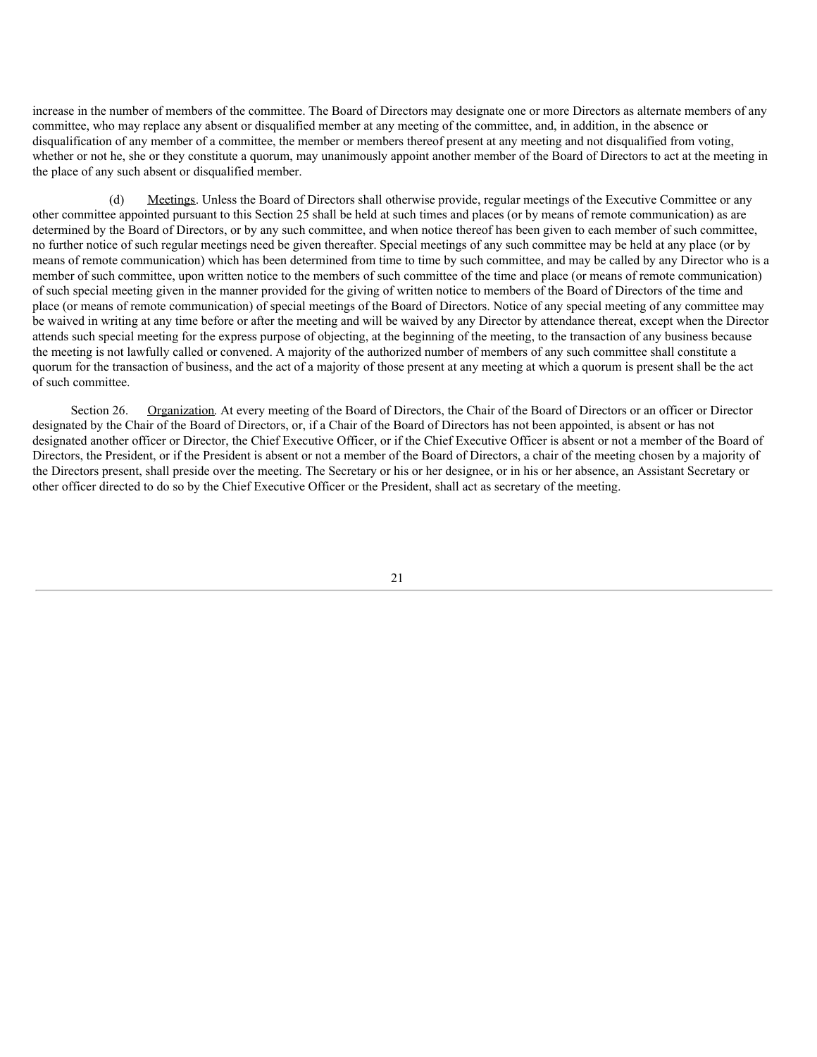increase in the number of members of the committee. The Board of Directors may designate one or more Directors as alternate members of any committee, who may replace any absent or disqualified member at any meeting of the committee, and, in addition, in the absence or disqualification of any member of a committee, the member or members thereof present at any meeting and not disqualified from voting, whether or not he, she or they constitute a quorum, may unanimously appoint another member of the Board of Directors to act at the meeting in the place of any such absent or disqualified member.

(d) Meetings. Unless the Board of Directors shall otherwise provide, regular meetings of the Executive Committee or any other committee appointed pursuant to this Section 25 shall be held at such times and places (or by means of remote communication) as are determined by the Board of Directors, or by any such committee, and when notice thereof has been given to each member of such committee, no further notice of such regular meetings need be given thereafter. Special meetings of any such committee may be held at any place (or by means of remote communication) which has been determined from time to time by such committee, and may be called by any Director who is a member of such committee, upon written notice to the members of such committee of the time and place (or means of remote communication) of such special meeting given in the manner provided for the giving of written notice to members of the Board of Directors of the time and place (or means of remote communication) of special meetings of the Board of Directors. Notice of any special meeting of any committee may be waived in writing at any time before or after the meeting and will be waived by any Director by attendance thereat, except when the Director attends such special meeting for the express purpose of objecting, at the beginning of the meeting, to the transaction of any business because the meeting is not lawfully called or convened. A majority of the authorized number of members of any such committee shall constitute a quorum for the transaction of business, and the act of a majority of those present at any meeting at which a quorum is present shall be the act of such committee.

Section 26. Organization. At every meeting of the Board of Directors, the Chair of the Board of Directors or an officer or Director designated by the Chair of the Board of Directors, or, if a Chair of the Board of Directors has not been appointed, is absent or has not designated another officer or Director, the Chief Executive Officer, or if the Chief Executive Officer is absent or not a member of the Board of Directors, the President, or if the President is absent or not a member of the Board of Directors, a chair of the meeting chosen by a majority of the Directors present, shall preside over the meeting. The Secretary or his or her designee, or in his or her absence, an Assistant Secretary or other officer directed to do so by the Chief Executive Officer or the President, shall act as secretary of the meeting.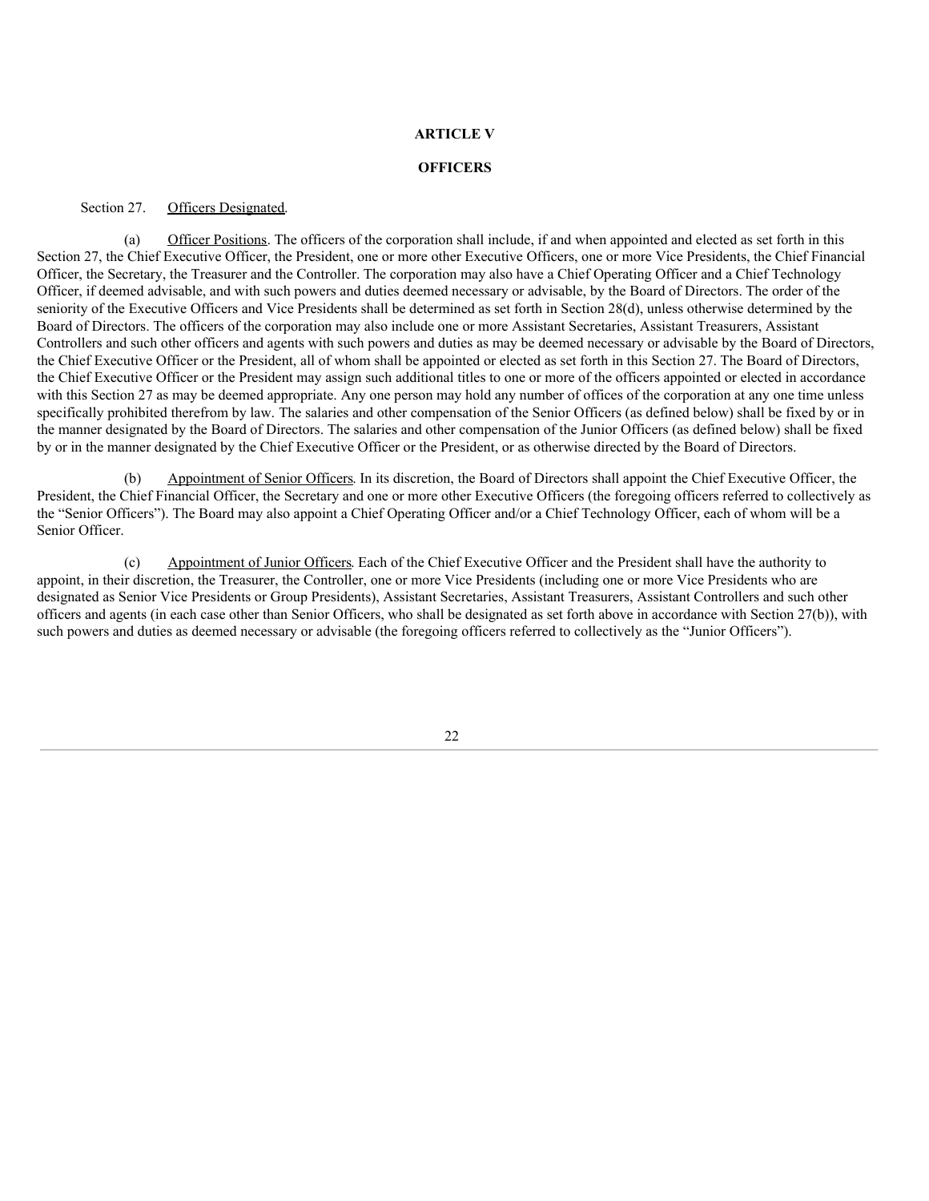## ARTICLE V

## OFFICERS

Section 27. Officers Designated.

(a) Officer Positions. The officers of the corporation shall include, if and when appointed and elected as set forth in this Section 27, the Chief Executive Officer, the President, one or more other Executive Officers, one or more Vice Presidents, the Chief Financial Officer, the Secretary, the Treasurer and the Controller. The corporation may also have a Chief Operating Officer and a Chief Technology Officer, if deemed advisable, and with such powers and duties deemed necessary or advisable, by the Board of Directors. The order of the seniority of the Executive Officers and Vice Presidents shall be determined as set forth in Section 28(d), unless otherwise determined by the Board of Directors. The officers of the corporation may also include one or more Assistant Secretaries, Assistant Treasurers, Assistant Controllers and such other officers and agents with such powers and duties as may be deemed necessary or advisable by the Board of Directors, the Chief Executive Officer or the President, all of whom shall be appointed or elected as set forth in this Section 27. The Board of Directors, the Chief Executive Officer or the President may assign such additional titles to one or more of the officers appointed or elected in accordance with this Section 27 as may be deemed appropriate. Any one person may hold any number of offices of the corporation at any one time unless specifically prohibited therefrom by law. The salaries and other compensation of the Senior Officers (as defined below) shall be fixed by or in the manner designated by the Board of Directors. The salaries and other compensation of the Junior Officers (as defined below) shall be fixed by or in the manner designated by the Chief Executive Officer or the President, or as otherwise directed by the Board of Directors.

(b) Appointment of Senior Officers. In its discretion, the Board of Directors shall appoint the Chief Executive Officer, the President, the Chief Financial Officer, the Secretary and one or more other Executive Officers (the foregoing officers referred to collectively as the "Senior Officers"). The Board may also appoint a Chief Operating Officer and/or a Chief Technology Officer, each of whom will be a Senior Officer.

(c) Appointment of Junior Officers. Each of the Chief Executive Officer and the President shall have the authority to appoint, in their discretion, the Treasurer, the Controller, one or more Vice Presidents (including one or more Vice Presidents who are designated as Senior Vice Presidents or Group Presidents), Assistant Secretaries, Assistant Treasurers, Assistant Controllers and such other officers and agents (in each case other than Senior Officers, who shall be designated as set forth above in accordance with Section 27(b)), with such powers and duties as deemed necessary or advisable (the foregoing officers referred to collectively as the "Junior Officers").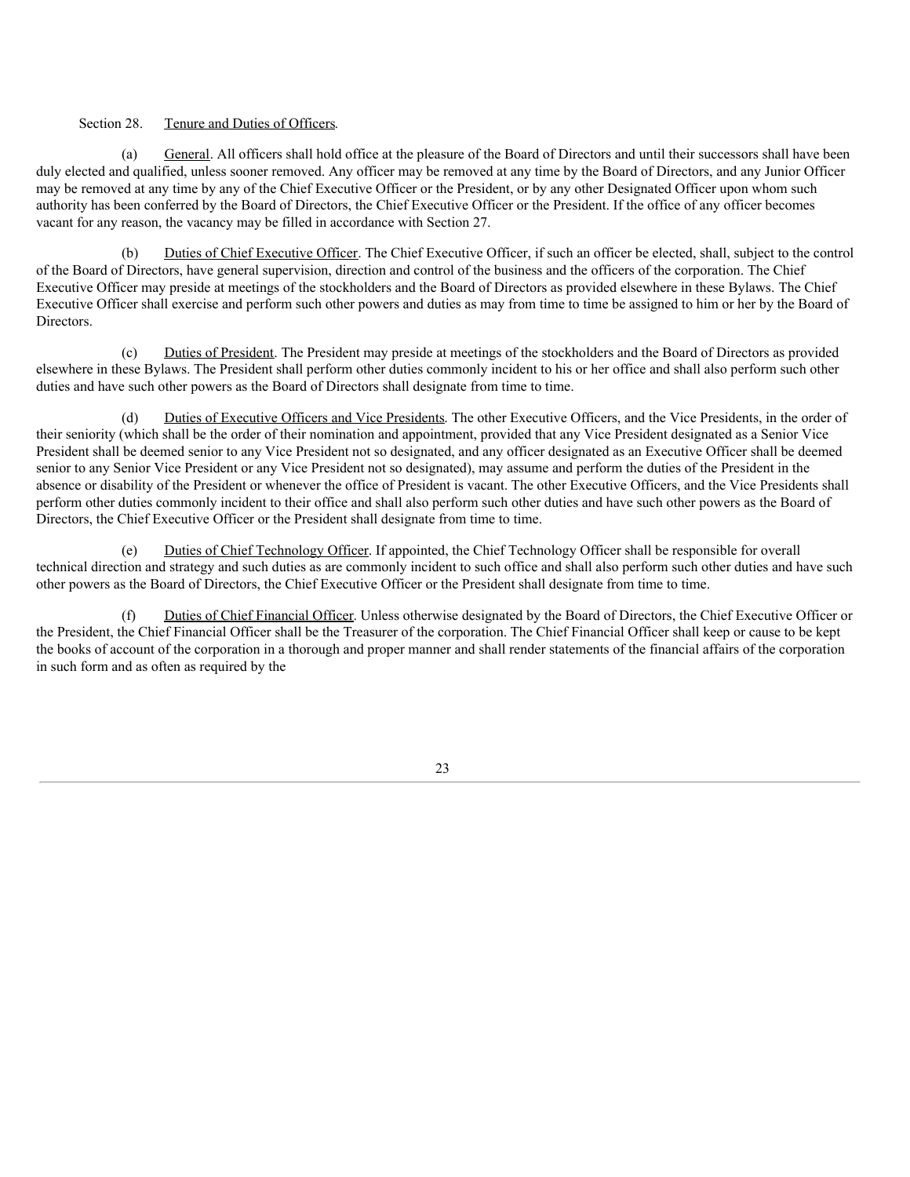Section 28. Tenure and Duties of Officers.

(a) General. All officers shall hold office at the pleasure of the Board of Directors and until their successors shall have been duly elected and qualified, unless sooner removed. Any officer may be removed at any time by the Board of Directors, and any Junior Officer may be removed at any time by any of the Chief Executive Officer or the President, or by any other Designated Officer upon whom such authority has been conferred by the Board of Directors, the Chief Executive Officer or the President. If the office of any officer becomes vacant for any reason, the vacancy may be filled in accordance with Section 27.

(b) Duties of Chief Executive Officer. The Chief Executive Officer, if such an officer be elected, shall, subject to the control of the Board of Directors, have general supervision, direction and control of the business and the officers of the corporation. The Chief Executive Officer may preside at meetings of the stockholders and the Board of Directors as provided elsewhere in these Bylaws. The Chief Executive Officer shall exercise and perform such other powers and duties as may from time to time be assigned to him or her by the Board of Directors.

(c) Duties of President. The President may preside at meetings of the stockholders and the Board of Directors as provided elsewhere in these Bylaws. The President shall perform other duties commonly incident to his or her office and shall also perform such other duties and have such other powers as the Board of Directors shall designate from time to time.

(d) Duties of Executive Officers and Vice Presidents. The other Executive Officers, and the Vice Presidents, in the order of their seniority (which shall be the order of their nomination and appointment, provided that any Vice President designated as a Senior Vice President shall be deemed senior to any Vice President not so designated, and any officer designated as an Executive Officer shall be deemed senior to any Senior Vice President or any Vice President not so designated), may assume and perform the duties of the President in the absence or disability of the President or whenever the office of President is vacant. The other Executive Officers, and the Vice Presidents shall perform other duties commonly incident to their office and shall also perform such other duties and have such other powers as the Board of Directors, the Chief Executive Officer or the President shall designate from time to time.

(e) Duties of Chief Technology Officer. If appointed, the Chief Technology Officer shall be responsible for overall technical direction and strategy and such duties as are commonly incident to such office and shall also perform such other duties and have such other powers as the Board of Directors, the Chief Executive Officer or the President shall designate from time to time.

(f) Duties of Chief Financial Officer. Unless otherwise designated by the Board of Directors, the Chief Executive Officer or the President, the Chief Financial Officer shall be the Treasurer of the corporation. The Chief Financial Officer shall keep or cause to be kept the books of account of the corporation in a thorough and proper manner and shall render statements of the financial affairs of the corporation in such form and as often as required by the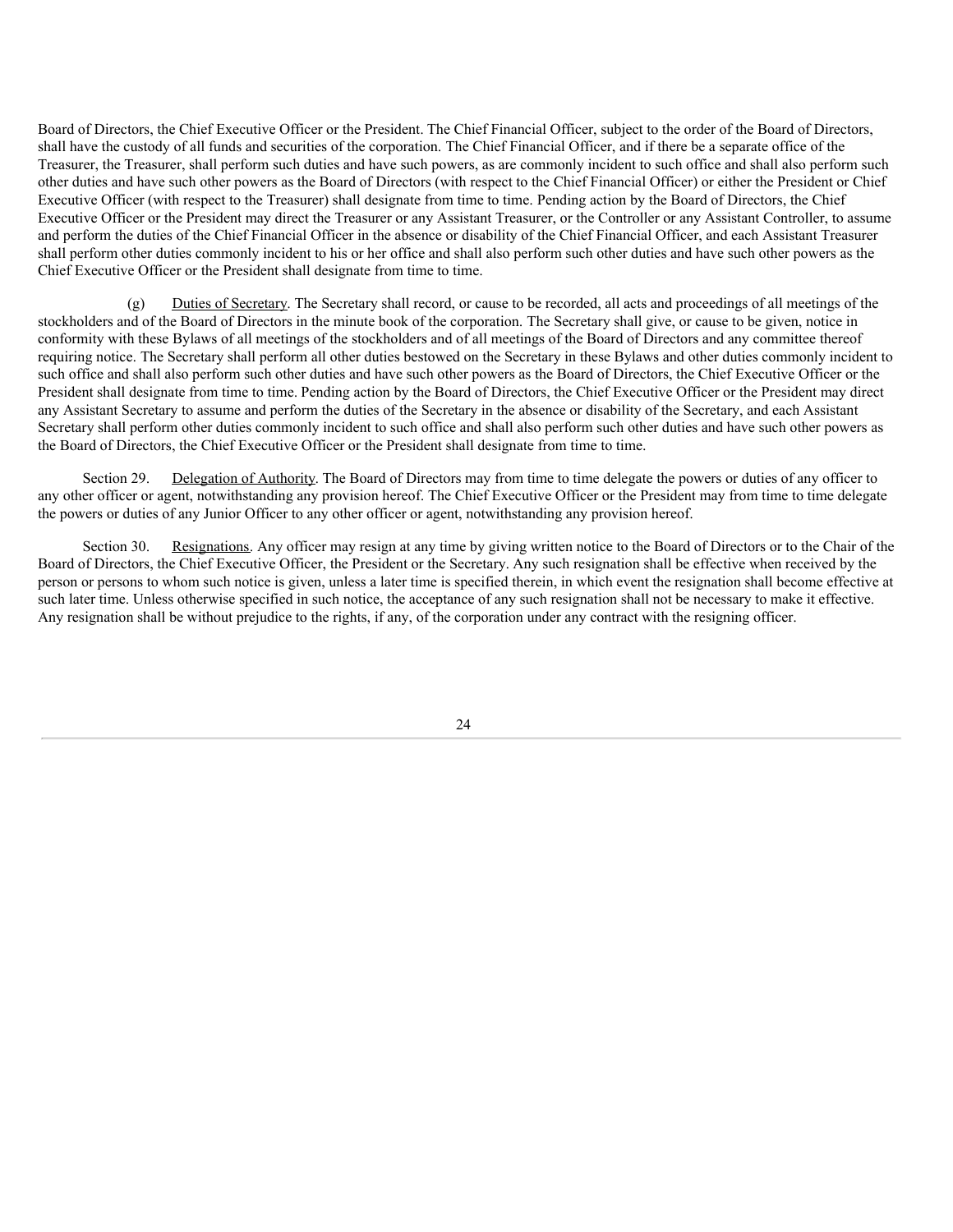Board of Directors, the Chief Executive Officer or the President. The Chief Financial Officer, subject to the order of the Board of Directors, shall have the custody of all funds and securities of the corporation. The Chief Financial Officer, and if there be a separate office of the Treasurer, the Treasurer, shall perform such duties and have such powers, as are commonly incident to such office and shall also perform such other duties and have such other powers as the Board of Directors (with respect to the Chief Financial Officer) or either the President or Chief Executive Officer (with respect to the Treasurer) shall designate from time to time. Pending action by the Board of Directors, the Chief Executive Officer or the President may direct the Treasurer or any Assistant Treasurer, or the Controller or any Assistant Controller, to assume and perform the duties of the Chief Financial Officer in the absence or disability of the Chief Financial Officer, and each Assistant Treasurer shall perform other duties commonly incident to his or her office and shall also perform such other duties and have such other powers as the Chief Executive Officer or the President shall designate from time to time.

(g) Duties of Secretary. The Secretary shall record, or cause to be recorded, all acts and proceedings of all meetings of the stockholders and of the Board of Directors in the minute book of the corporation. The Secretary shall give, or cause to be given, notice in conformity with these Bylaws of all meetings of the stockholders and of all meetings of the Board of Directors and any committee thereof requiring notice. The Secretary shall perform all other duties bestowed on the Secretary in these Bylaws and other duties commonly incident to such office and shall also perform such other duties and have such other powers as the Board of Directors, the Chief Executive Officer or the President shall designate from time to time. Pending action by the Board of Directors, the Chief Executive Officer or the President may direct any Assistant Secretary to assume and perform the duties of the Secretary in the absence or disability of the Secretary, and each Assistant Secretary shall perform other duties commonly incident to such office and shall also perform such other duties and have such other powers as the Board of Directors, the Chief Executive Officer or the President shall designate from time to time.

Section 29. Delegation of Authority. The Board of Directors may from time to time delegate the powers or duties of any officer to any other officer or agent, notwithstanding any provision hereof. The Chief Executive Officer or the President may from time to time delegate the powers or duties of any Junior Officer to any other officer or agent, notwithstanding any provision hereof.

Section 30. Resignations. Any officer may resign at any time by giving written notice to the Board of Directors or to the Chair of the Board of Directors, the Chief Executive Officer, the President or the Secretary. Any such resignation shall be effective when received by the person or persons to whom such notice is given, unless a later time is specified therein, in which event the resignation shall become effective at such later time. Unless otherwise specified in such notice, the acceptance of any such resignation shall not be necessary to make it effective. Any resignation shall be without prejudice to the rights, if any, of the corporation under any contract with the resigning officer.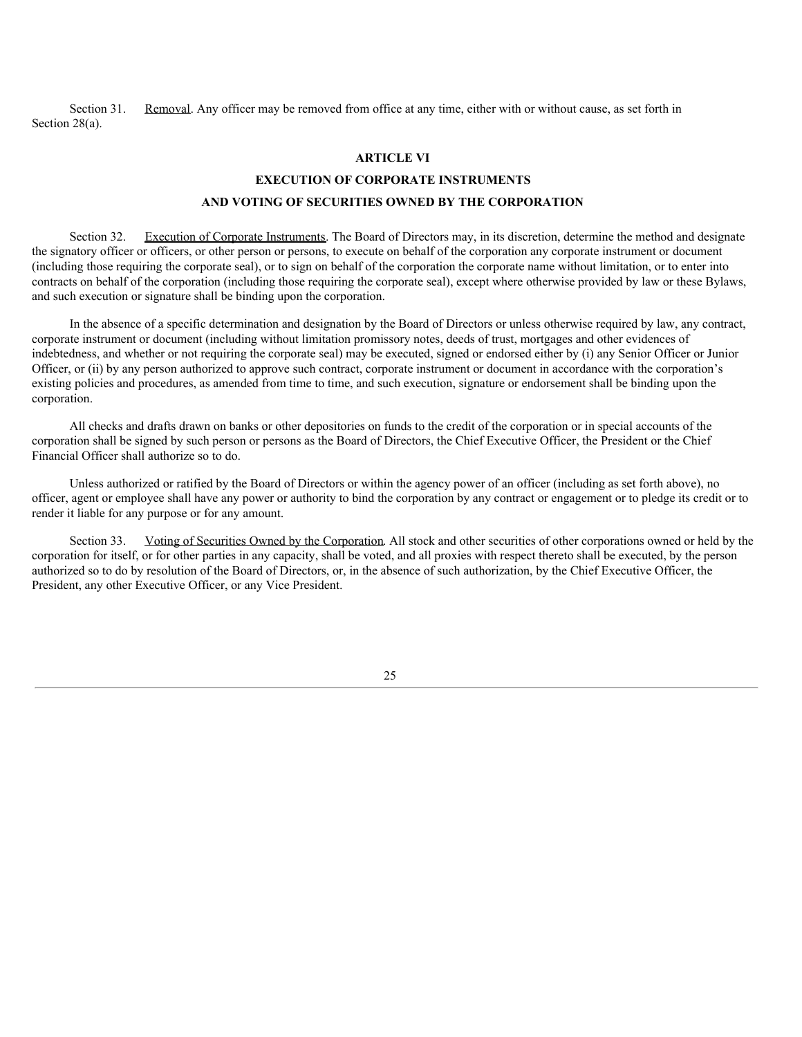Section 31. Removal. Any officer may be removed from office at any time, either with or without cause, as set forth in Section 28(a).

## ARTICLE VI

## EXECUTION OF CORPORATE INSTRUMENTS

## AND VOTING OF SECURITIES OWNED BY THE CORPORATION

Section 32. Execution of Corporate Instruments. The Board of Directors may, in its discretion, determine the method and designate the signatory officer or officers, or other person or persons, to execute on behalf of the corporation any corporate instrument or document (including those requiring the corporate seal), or to sign on behalf of the corporation the corporate name without limitation, or to enter into contracts on behalf of the corporation (including those requiring the corporate seal), except where otherwise provided by law or these Bylaws, and such execution or signature shall be binding upon the corporation.

In the absence of a specific determination and designation by the Board of Directors or unless otherwise required by law, any contract, corporate instrument or document (including without limitation promissory notes, deeds of trust, mortgages and other evidences of indebtedness, and whether or not requiring the corporate seal) may be executed, signed or endorsed either by (i) any Senior Officer or Junior Officer, or (ii) by any person authorized to approve such contract, corporate instrument or document in accordance with the corporation's existing policies and procedures, as amended from time to time, and such execution, signature or endorsement shall be binding upon the corporation.

All checks and drafts drawn on banks or other depositories on funds to the credit of the corporation or in special accounts of the corporation shall be signed by such person or persons as the Board of Directors, the Chief Executive Officer, the President or the Chief Financial Officer shall authorize so to do.

Unless authorized or ratified by the Board of Directors or within the agency power of an officer (including as set forth above), no officer, agent or employee shall have any power or authority to bind the corporation by any contract or engagement or to pledge its credit or to render it liable for any purpose or for any amount.

Section 33. Voting of Securities Owned by the Corporation. All stock and other securities of other corporations owned or held by the corporation for itself, or for other parties in any capacity, shall be voted, and all proxies with respect thereto shall be executed, by the person authorized so to do by resolution of the Board of Directors, or, in the absence of such authorization, by the Chief Executive Officer, the President, any other Executive Officer, or any Vice President.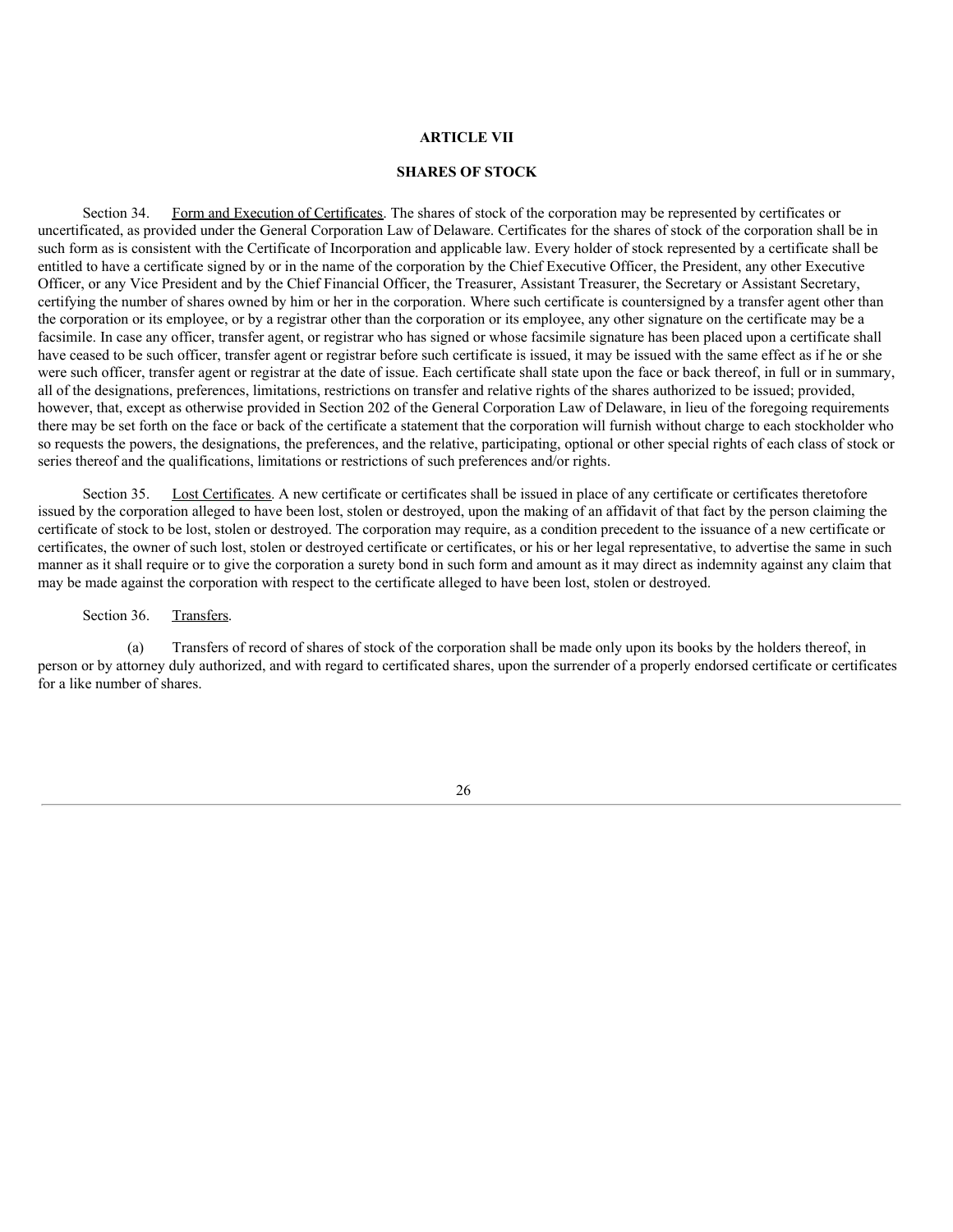## ARTICLE VII

## SHARES OF STOCK

Section 34. Form and Execution of Certificates. The shares of stock of the corporation may be represented by certificates or uncertificated, as provided under the General Corporation Law of Delaware. Certificates for the shares of stock of the corporation shall be in such form as is consistent with the Certificate of Incorporation and applicable law. Every holder of stock represented by a certificate shall be entitled to have a certificate signed by or in the name of the corporation by the Chief Executive Officer, the President, any other Executive Officer, or any Vice President and by the Chief Financial Officer, the Treasurer, Assistant Treasurer, the Secretary or Assistant Secretary, certifying the number of shares owned by him or her in the corporation. Where such certificate is countersigned by a transfer agent other than the corporation or its employee, or by a registrar other than the corporation or its employee, any other signature on the certificate may be a facsimile. In case any officer, transfer agent, or registrar who has signed or whose facsimile signature has been placed upon a certificate shall have ceased to be such officer, transfer agent or registrar before such certificate is issued, it may be issued with the same effect as if he or she were such officer, transfer agent or registrar at the date of issue. Each certificate shall state upon the face or back thereof, in full or in summary, all of the designations, preferences, limitations, restrictions on transfer and relative rights of the shares authorized to be issued; provided, however, that, except as otherwise provided in Section 202 of the General Corporation Law of Delaware, in lieu of the foregoing requirements there may be set forth on the face or back of the certificate a statement that the corporation will furnish without charge to each stockholder who so requests the powers, the designations, the preferences, and the relative, participating, optional or other special rights of each class of stock or series thereof and the qualifications, limitations or restrictions of such preferences and/or rights.

Section 35. Lost Certificates. A new certificate or certificates shall be issued in place of any certificate or certificates theretofore issued by the corporation alleged to have been lost, stolen or destroyed, upon the making of an affidavit of that fact by the person claiming the certificate of stock to be lost, stolen or destroyed. The corporation may require, as a condition precedent to the issuance of a new certificate or certificates, the owner of such lost, stolen or destroyed certificate or certificates, or his or her legal representative, to advertise the same in such manner as it shall require or to give the corporation a surety bond in such form and amount as it may direct as indemnity against any claim that may be made against the corporation with respect to the certificate alleged to have been lost, stolen or destroyed.

Section 36. Transfers.

(a) Transfers of record of shares of stock of the corporation shall be made only upon its books by the holders thereof, in person or by attorney duly authorized, and with regard to certificated shares, upon the surrender of a properly endorsed certificate or certificates for a like number of shares.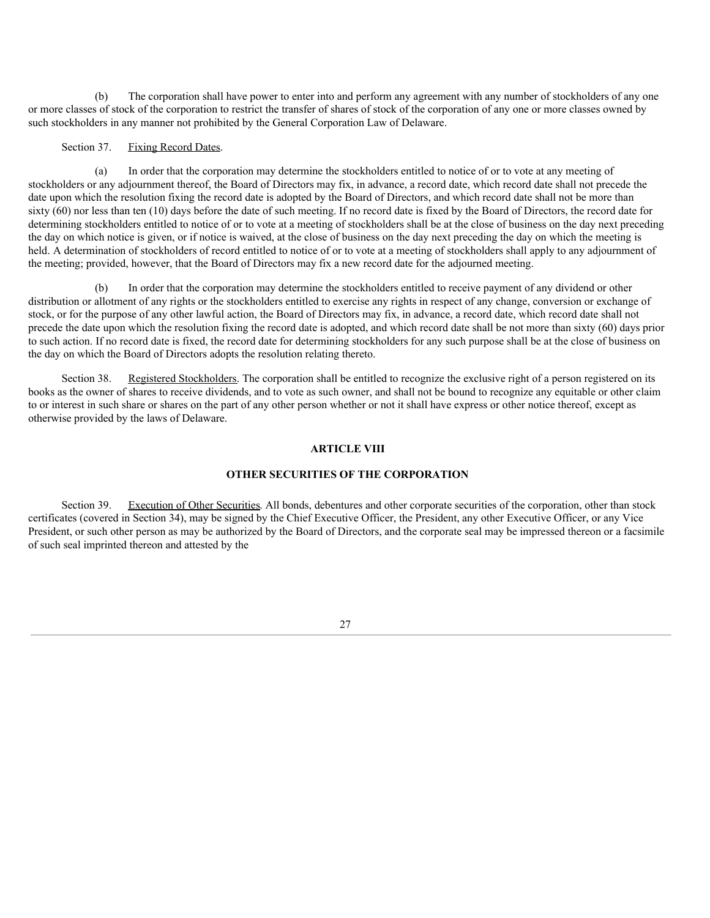(b) The corporation shall have power to enter into and perform any agreement with any number of stockholders of any one or more classes of stock of the corporation to restrict the transfer of shares of stock of the corporation of any one or more classes owned by such stockholders in any manner not prohibited by the General Corporation Law of Delaware.

Section 37. Fixing Record Dates.

(a) In order that the corporation may determine the stockholders entitled to notice of or to vote at any meeting of stockholders or any adjournment thereof, the Board of Directors may fix, in advance, a record date, which record date shall not precede the date upon which the resolution fixing the record date is adopted by the Board of Directors, and which record date shall not be more than sixty (60) nor less than ten (10) days before the date of such meeting. If no record date is fixed by the Board of Directors, the record date for determining stockholders entitled to notice of or to vote at a meeting of stockholders shall be at the close of business on the day next preceding the day on which notice is given, or if notice is waived, at the close of business on the day next preceding the day on which the meeting is held. A determination of stockholders of record entitled to notice of or to vote at a meeting of stockholders shall apply to any adjournment of the meeting; provided, however, that the Board of Directors may fix a new record date for the adjourned meeting.

(b) In order that the corporation may determine the stockholders entitled to receive payment of any dividend or other distribution or allotment of any rights or the stockholders entitled to exercise any rights in respect of any change, conversion or exchange of stock, or for the purpose of any other lawful action, the Board of Directors may fix, in advance, a record date, which record date shall not precede the date upon which the resolution fixing the record date is adopted, and which record date shall be not more than sixty (60) days prior to such action. If no record date is fixed, the record date for determining stockholders for any such purpose shall be at the close of business on the day on which the Board of Directors adopts the resolution relating thereto.

Section 38. Registered Stockholders. The corporation shall be entitled to recognize the exclusive right of a person registered on its books as the owner of shares to receive dividends, and to vote as such owner, and shall not be bound to recognize any equitable or other claim to or interest in such share or shares on the part of any other person whether or not it shall have express or other notice thereof, except as otherwise provided by the laws of Delaware.

## ARTICLE VIII

## OTHER SECURITIES OF THE CORPORATION

Section 39. Execution of Other Securities. All bonds, debentures and other corporate securities of the corporation, other than stock certificates (covered in Section 34), may be signed by the Chief Executive Officer, the President, any other Executive Officer, or any Vice President, or such other person as may be authorized by the Board of Directors, and the corporate seal may be impressed thereon or a facsimile of such seal imprinted thereon and attested by the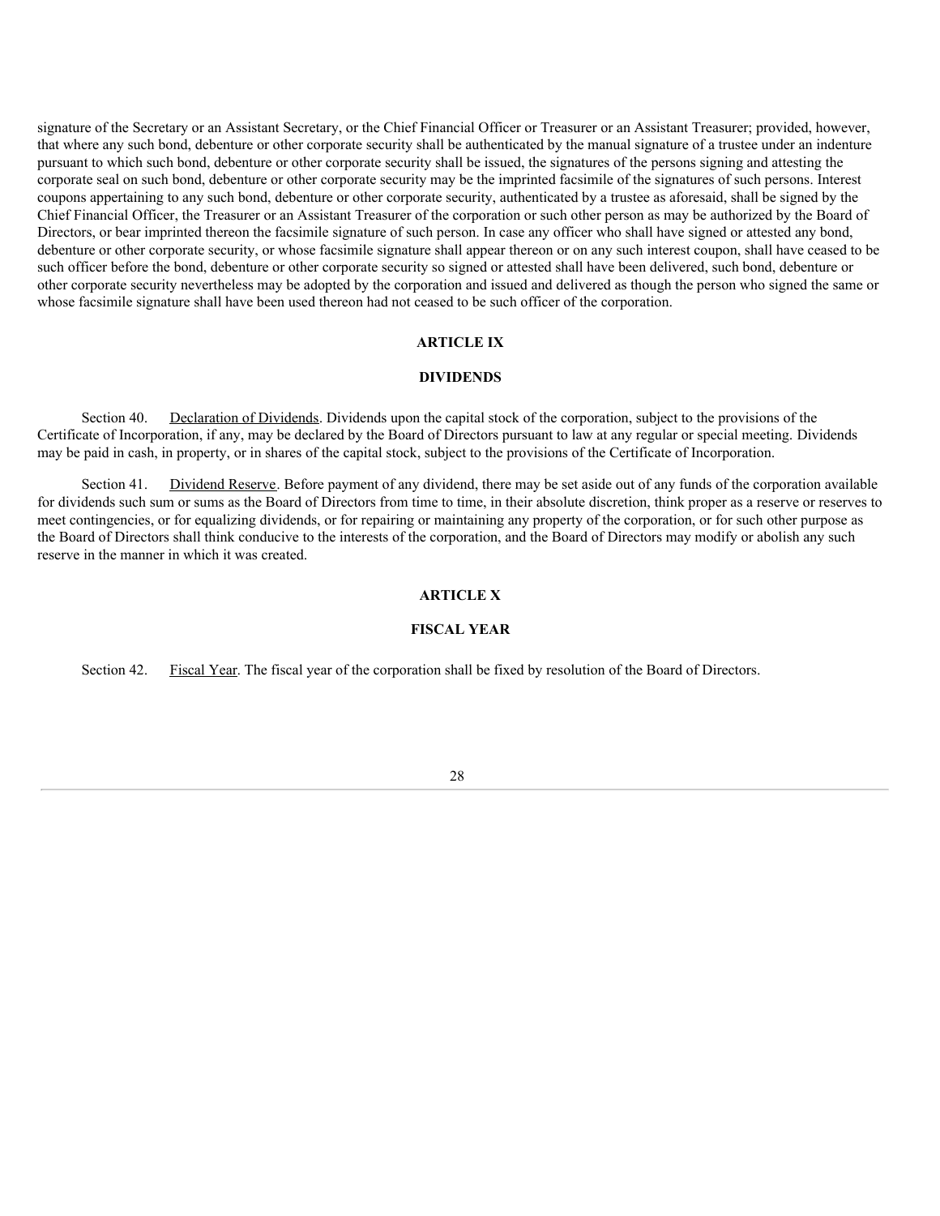signature of the Secretary or an Assistant Secretary, or the Chief Financial Officer or Treasurer or an Assistant Treasurer; provided, however, that where any such bond, debenture or other corporate security shall be authenticated by the manual signature of a trustee under an indenture pursuant to which such bond, debenture or other corporate security shall be issued, the signatures of the persons signing and attesting the corporate seal on such bond, debenture or other corporate security may be the imprinted facsimile of the signatures of such persons. Interest coupons appertaining to any such bond, debenture or other corporate security, authenticated by a trustee as aforesaid, shall be signed by the Chief Financial Officer, the Treasurer or an Assistant Treasurer of the corporation or such other person as may be authorized by the Board of Directors, or bear imprinted thereon the facsimile signature of such person. In case any officer who shall have signed or attested any bond, debenture or other corporate security, or whose facsimile signature shall appear thereon or on any such interest coupon, shall have ceased to be such officer before the bond, debenture or other corporate security so signed or attested shall have been delivered, such bond, debenture or other corporate security nevertheless may be adopted by the corporation and issued and delivered as though the person who signed the same or whose facsimile signature shall have been used thereon had not ceased to be such officer of the corporation.

## ARTICLE IX

## DIVIDENDS

Section 40. Declaration of Dividends. Dividends upon the capital stock of the corporation, subject to the provisions of the Certificate of Incorporation, if any, may be declared by the Board of Directors pursuant to law at any regular or special meeting. Dividends may be paid in cash, in property, or in shares of the capital stock, subject to the provisions of the Certificate of Incorporation.

Section 41. Dividend Reserve. Before payment of any dividend, there may be set aside out of any funds of the corporation available for dividends such sum or sums as the Board of Directors from time to time, in their absolute discretion, think proper as a reserve or reserves to meet contingencies, or for equalizing dividends, or for repairing or maintaining any property of the corporation, or for such other purpose as the Board of Directors shall think conducive to the interests of the corporation, and the Board of Directors may modify or abolish any such reserve in the manner in which it was created.

## ARTICLE X

## FISCAL YEAR

Section 42. Fiscal Year. The fiscal year of the corporation shall be fixed by resolution of the Board of Directors.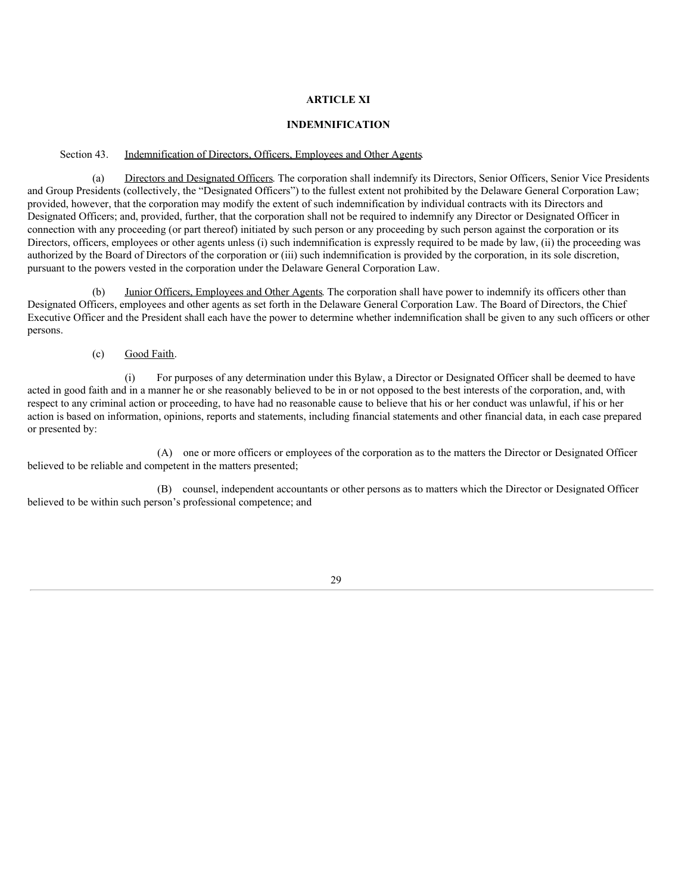## ARTICLE XI

## INDEMNIFICATION

Section 43. Indemnification of Directors, Officers, Employees and Other Agents.

(a) Directors and Designated Officers. The corporation shall indemnify its Directors, Senior Officers, Senior Vice Presidents and Group Presidents (collectively, the "Designated Officers") to the fullest extent not prohibited by the Delaware General Corporation Law; provided, however, that the corporation may modify the extent of such indemnification by individual contracts with its Directors and Designated Officers; and, provided, further, that the corporation shall not be required to indemnify any Director or Designated Officer in connection with any proceeding (or part thereof) initiated by such person or any proceeding by such person against the corporation or its Directors, officers, employees or other agents unless (i) such indemnification is expressly required to be made by law, (ii) the proceeding was authorized by the Board of Directors of the corporation or (iii) such indemnification is provided by the corporation, in its sole discretion, pursuant to the powers vested in the corporation under the Delaware General Corporation Law.

(b) Junior Officers, Employees and Other Agents. The corporation shall have power to indemnify its officers other than Designated Officers, employees and other agents as set forth in the Delaware General Corporation Law. The Board of Directors, the Chief Executive Officer and the President shall each have the power to determine whether indemnification shall be given to any such officers or other persons.

(c) Good Faith.

(i) For purposes of any determination under this Bylaw, a Director or Designated Officer shall be deemed to have acted in good faith and in a manner he or she reasonably believed to be in or not opposed to the best interests of the corporation, and, with respect to any criminal action or proceeding, to have had no reasonable cause to believe that his or her conduct was unlawful, if his or her action is based on information, opinions, reports and statements, including financial statements and other financial data, in each case prepared or presented by:

(A) one or more officers or employees of the corporation as to the matters the Director or Designated Officer believed to be reliable and competent in the matters presented;

(B) counsel, independent accountants or other persons as to matters which the Director or Designated Officer believed to be within such person's professional competence; and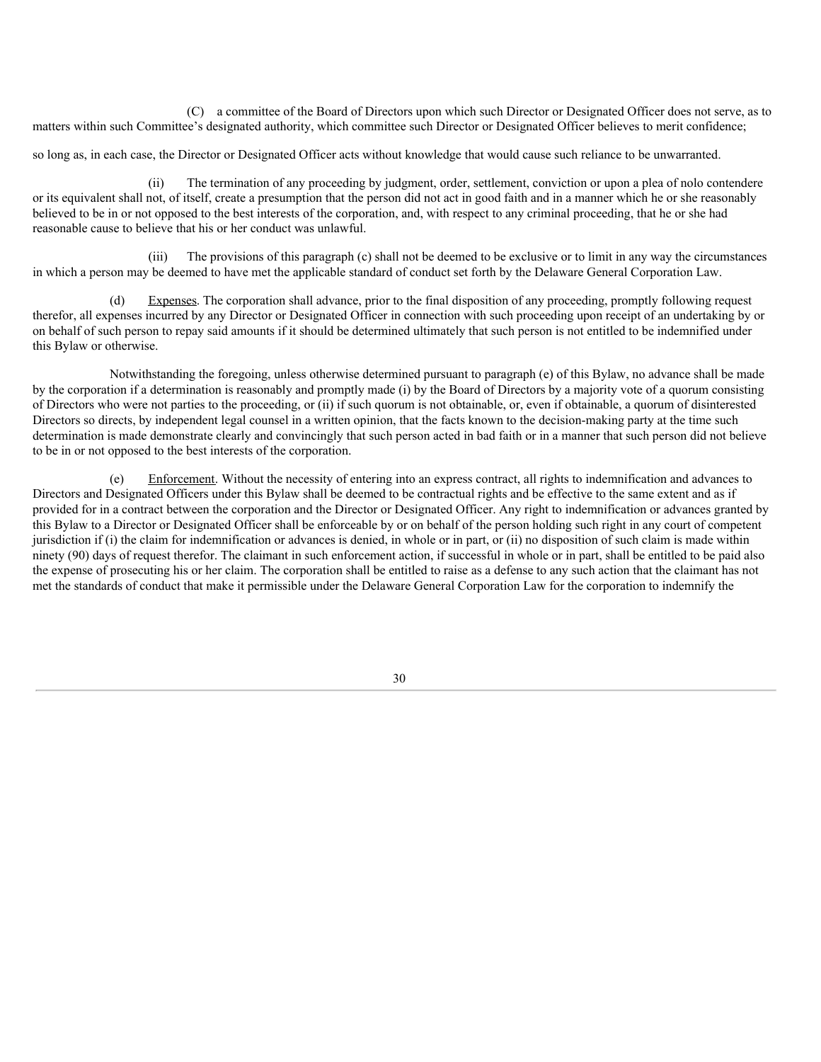(C) a committee of the Board of Directors upon which such Director or Designated Officer does not serve, as to matters within such Committee's designated authority, which committee such Director or Designated Officer believes to merit confidence;

so long as, in each case, the Director or Designated Officer acts without knowledge that would cause such reliance to be unwarranted.

(ii) The termination of any proceeding by judgment, order, settlement, conviction or upon a plea of nolo contendere or its equivalent shall not, of itself, create a presumption that the person did not act in good faith and in a manner which he or she reasonably believed to be in or not opposed to the best interests of the corporation, and, with respect to any criminal proceeding, that he or she had reasonable cause to believe that his or her conduct was unlawful.

(iii) The provisions of this paragraph (c) shall not be deemed to be exclusive or to limit in any way the circumstances in which a person may be deemed to have met the applicable standard of conduct set forth by the Delaware General Corporation Law.

(d) Expenses. The corporation shall advance, prior to the final disposition of any proceeding, promptly following request therefor, all expenses incurred by any Director or Designated Officer in connection with such proceeding upon receipt of an undertaking by or on behalf of such person to repay said amounts if it should be determined ultimately that such person is not entitled to be indemnified under this Bylaw or otherwise.

Notwithstanding the foregoing, unless otherwise determined pursuant to paragraph (e) of this Bylaw, no advance shall be made by the corporation if a determination is reasonably and promptly made (i) by the Board of Directors by a majority vote of a quorum consisting of Directors who were not parties to the proceeding, or (ii) if such quorum is not obtainable, or, even if obtainable, a quorum of disinterested Directors so directs, by independent legal counsel in a written opinion, that the facts known to the decision-making party at the time such determination is made demonstrate clearly and convincingly that such person acted in bad faith or in a manner that such person did not believe to be in or not opposed to the best interests of the corporation.

(e) Enforcement. Without the necessity of entering into an express contract, all rights to indemnification and advances to Directors and Designated Officers under this Bylaw shall be deemed to be contractual rights and be effective to the same extent and as if provided for in a contract between the corporation and the Director or Designated Officer. Any right to indemnification or advances granted by this Bylaw to a Director or Designated Officer shall be enforceable by or on behalf of the person holding such right in any court of competent jurisdiction if (i) the claim for indemnification or advances is denied, in whole or in part, or (ii) no disposition of such claim is made within ninety (90) days of request therefor. The claimant in such enforcement action, if successful in whole or in part, shall be entitled to be paid also the expense of prosecuting his or her claim. The corporation shall be entitled to raise as a defense to any such action that the claimant has not met the standards of conduct that make it permissible under the Delaware General Corporation Law for the corporation to indemnify the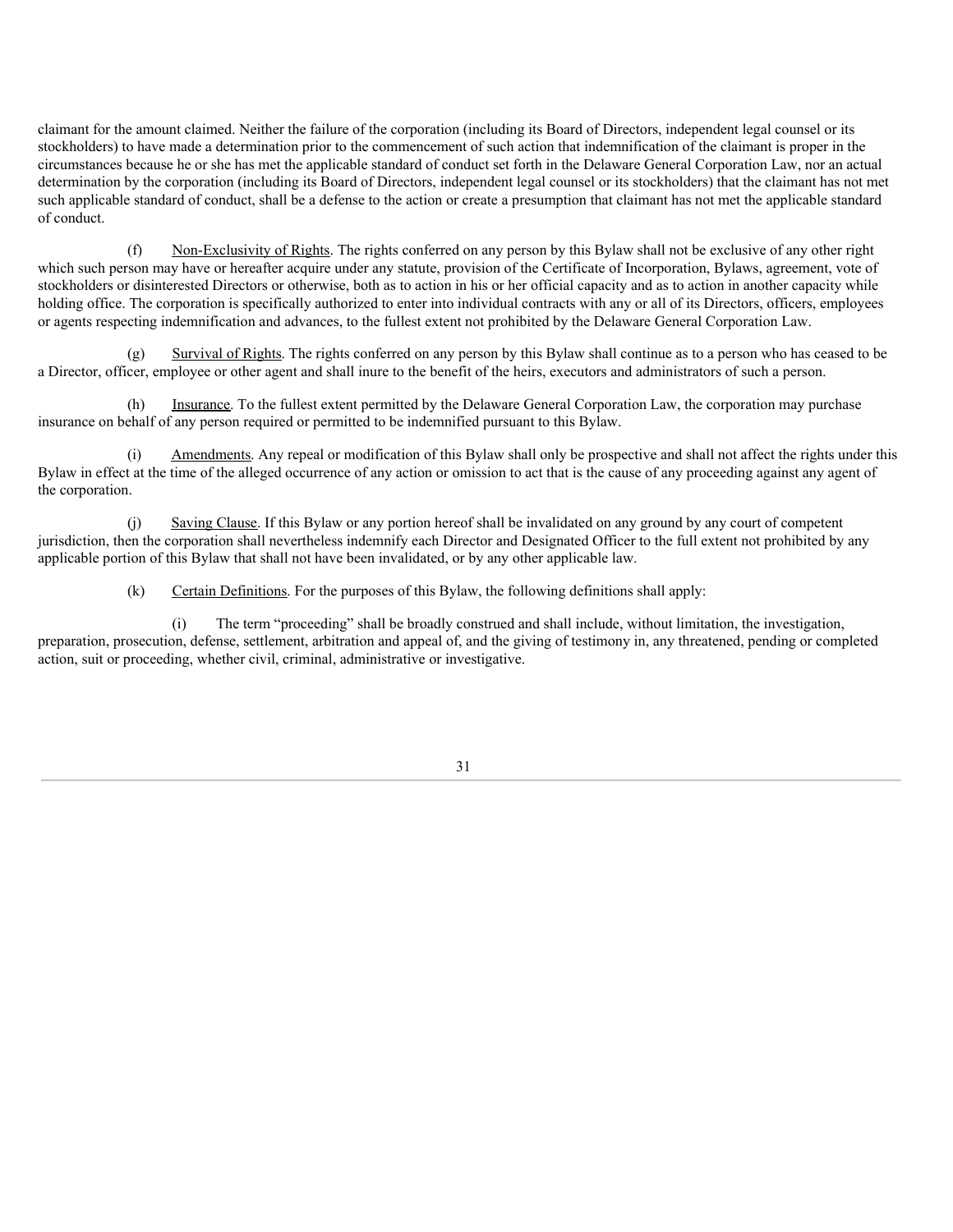claimant for the amount claimed. Neither the failure of the corporation (including its Board of Directors, independent legal counsel or its stockholders) to have made a determination prior to the commencement of such action that indemnification of the claimant is proper in the circumstances because he or she has met the applicable standard of conduct set forth in the Delaware General Corporation Law, nor an actual determination by the corporation (including its Board of Directors, independent legal counsel or its stockholders) that the claimant has not met such applicable standard of conduct, shall be a defense to the action or create a presumption that claimant has not met the applicable standard of conduct.

(f) Non-Exclusivity of Rights. The rights conferred on any person by this Bylaw shall not be exclusive of any other right which such person may have or hereafter acquire under any statute, provision of the Certificate of Incorporation, Bylaws, agreement, vote of stockholders or disinterested Directors or otherwise, both as to action in his or her official capacity and as to action in another capacity while holding office. The corporation is specifically authorized to enter into individual contracts with any or all of its Directors, officers, employees or agents respecting indemnification and advances, to the fullest extent not prohibited by the Delaware General Corporation Law.

(g) Survival of Rights. The rights conferred on any person by this Bylaw shall continue as to a person who has ceased to be a Director, officer, employee or other agent and shall inure to the benefit of the heirs, executors and administrators of such a person.

(h) Insurance. To the fullest extent permitted by the Delaware General Corporation Law, the corporation may purchase insurance on behalf of any person required or permitted to be indemnified pursuant to this Bylaw.

(i) Amendments. Any repeal or modification of this Bylaw shall only be prospective and shall not affect the rights under this Bylaw in effect at the time of the alleged occurrence of any action or omission to act that is the cause of any proceeding against any agent of the corporation.

(j) Saving Clause. If this Bylaw or any portion hereof shall be invalidated on any ground by any court of competent jurisdiction, then the corporation shall nevertheless indemnify each Director and Designated Officer to the full extent not prohibited by any applicable portion of this Bylaw that shall not have been invalidated, or by any other applicable law.

(k) Certain Definitions. For the purposes of this Bylaw, the following definitions shall apply:

(i) The term "proceeding" shall be broadly construed and shall include, without limitation, the investigation, preparation, prosecution, defense, settlement, arbitration and appeal of, and the giving of testimony in, any threatened, pending or completed action, suit or proceeding, whether civil, criminal, administrative or investigative.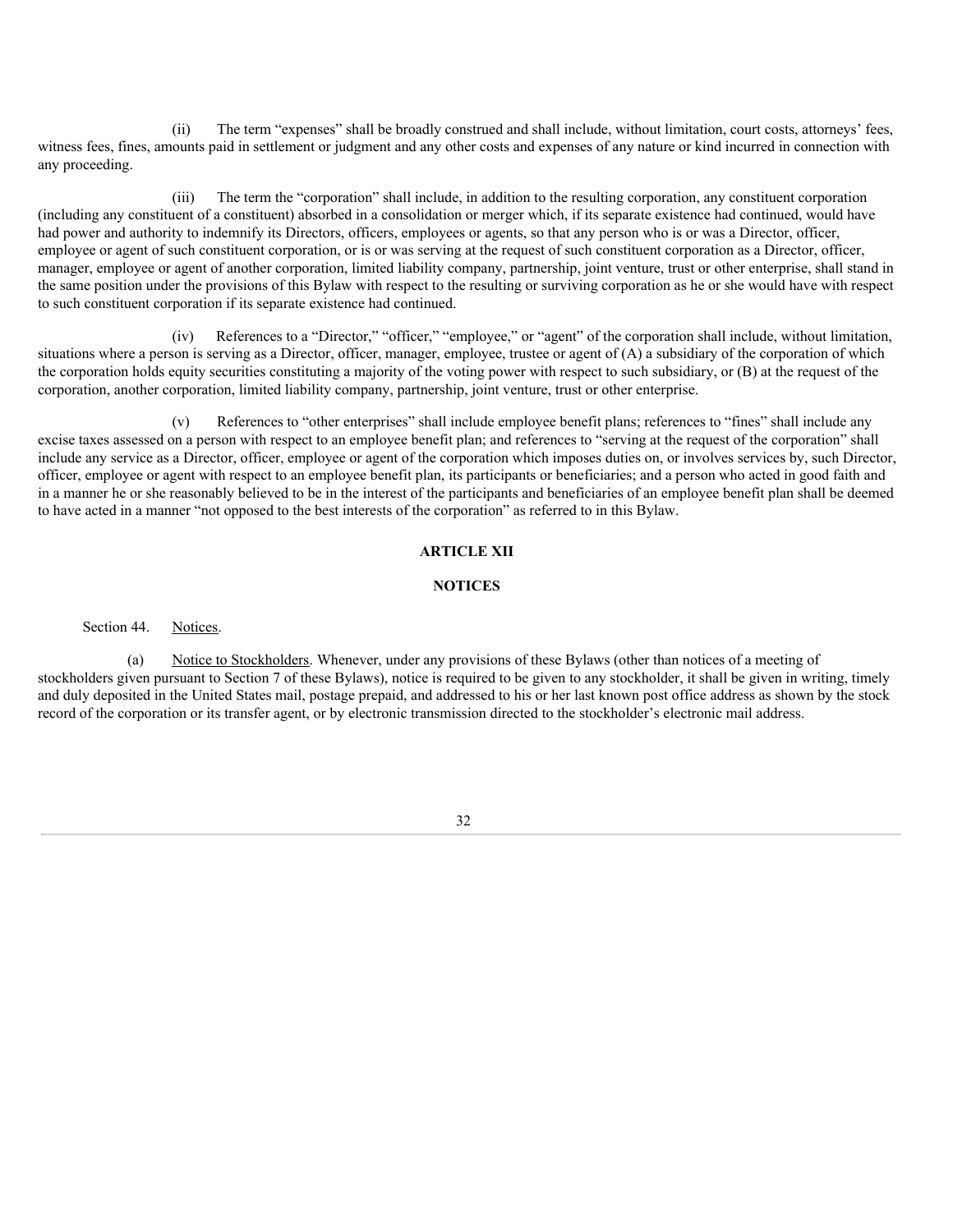(ii) The term "expenses" shall be broadly construed and shall include, without limitation, court costs, attorneys' fees, witness fees, fines, amounts paid in settlement or judgment and any other costs and expenses of any nature or kind incurred in connection with any proceeding.

(iii) The term the "corporation" shall include, in addition to the resulting corporation, any constituent corporation (including any constituent of a constituent) absorbed in a consolidation or merger which, if its separate existence had continued, would have had power and authority to indemnify its Directors, officers, employees or agents, so that any person who is or was a Director, officer, employee or agent of such constituent corporation, or is or was serving at the request of such constituent corporation as a Director, officer, manager, employee or agent of another corporation, limited liability company, partnership, joint venture, trust or other enterprise, shall stand in the same position under the provisions of this Bylaw with respect to the resulting or surviving corporation as he or she would have with respect to such constituent corporation if its separate existence had continued.

(iv) References to a "Director," "officer," "employee," or "agent" of the corporation shall include, without limitation, situations where a person is serving as a Director, officer, manager, employee, trustee or agent of (A) a subsidiary of the corporation of which the corporation holds equity securities constituting a majority of the voting power with respect to such subsidiary, or (B) at the request of the corporation, another corporation, limited liability company, partnership, joint venture, trust or other enterprise.

(v) References to "other enterprises" shall include employee benefit plans; references to "fines" shall include any excise taxes assessed on a person with respect to an employee benefit plan; and references to "serving at the request of the corporation" shall include any service as a Director, officer, employee or agent of the corporation which imposes duties on, or involves services by, such Director, officer, employee or agent with respect to an employee benefit plan, its participants or beneficiaries; and a person who acted in good faith and in a manner he or she reasonably believed to be in the interest of the participants and beneficiaries of an employee benefit plan shall be deemed to have acted in a manner "not opposed to the best interests of the corporation" as referred to in this Bylaw.

## ARTICLE XII

## NOTICES

Section 44. Notices.

(a) Notice to Stockholders. Whenever, under any provisions of these Bylaws (other than notices of a meeting of stockholders given pursuant to Section 7 of these Bylaws), notice is required to be given to any stockholder, it shall be given in writing, timely and duly deposited in the United States mail, postage prepaid, and addressed to his or her last known post office address as shown by the stock record of the corporation or its transfer agent, or by electronic transmission directed to the stockholder's electronic mail address.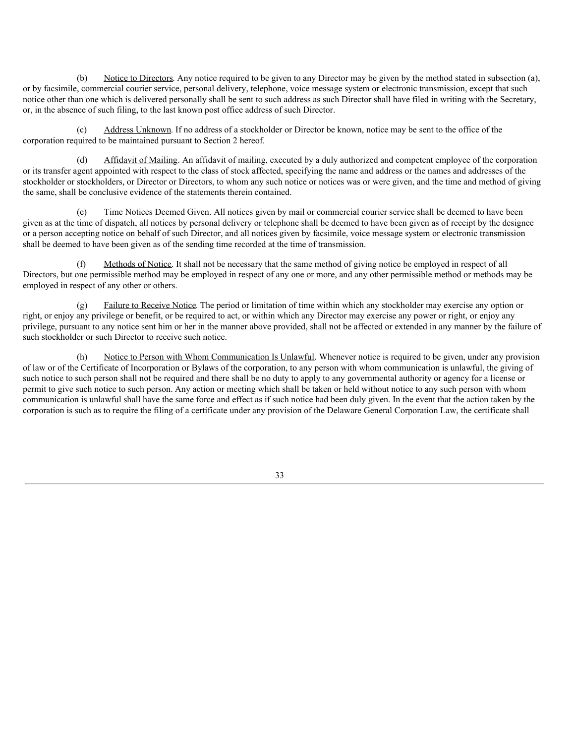(b) Notice to Directors. Any notice required to be given to any Director may be given by the method stated in subsection (a), or by facsimile, commercial courier service, personal delivery, telephone, voice message system or electronic transmission, except that such notice other than one which is delivered personally shall be sent to such address as such Director shall have filed in writing with the Secretary, or, in the absence of such filing, to the last known post office address of such Director.

(c) Address Unknown. If no address of a stockholder or Director be known, notice may be sent to the office of the corporation required to be maintained pursuant to Section 2 hereof.

(d) Affidavit of Mailing. An affidavit of mailing, executed by a duly authorized and competent employee of the corporation or its transfer agent appointed with respect to the class of stock affected, specifying the name and address or the names and addresses of the stockholder or stockholders, or Director or Directors, to whom any such notice or notices was or were given, and the time and method of giving the same, shall be conclusive evidence of the statements therein contained.

(e) Time Notices Deemed Given. All notices given by mail or commercial courier service shall be deemed to have been given as at the time of dispatch, all notices by personal delivery or telephone shall be deemed to have been given as of receipt by the designee or a person accepting notice on behalf of such Director, and all notices given by facsimile, voice message system or electronic transmission shall be deemed to have been given as of the sending time recorded at the time of transmission.

(f) Methods of Notice. It shall not be necessary that the same method of giving notice be employed in respect of all Directors, but one permissible method may be employed in respect of any one or more, and any other permissible method or methods may be employed in respect of any other or others.

(g) Failure to Receive Notice. The period or limitation of time within which any stockholder may exercise any option or right, or enjoy any privilege or benefit, or be required to act, or within which any Director may exercise any power or right, or enjoy any privilege, pursuant to any notice sent him or her in the manner above provided, shall not be affected or extended in any manner by the failure of such stockholder or such Director to receive such notice.

(h) Notice to Person with Whom Communication Is Unlawful. Whenever notice is required to be given, under any provision of law or of the Certificate of Incorporation or Bylaws of the corporation, to any person with whom communication is unlawful, the giving of such notice to such person shall not be required and there shall be no duty to apply to any governmental authority or agency for a license or permit to give such notice to such person. Any action or meeting which shall be taken or held without notice to any such person with whom communication is unlawful shall have the same force and effect as if such notice had been duly given. In the event that the action taken by the corporation is such as to require the filing of a certificate under any provision of the Delaware General Corporation Law, the certificate shall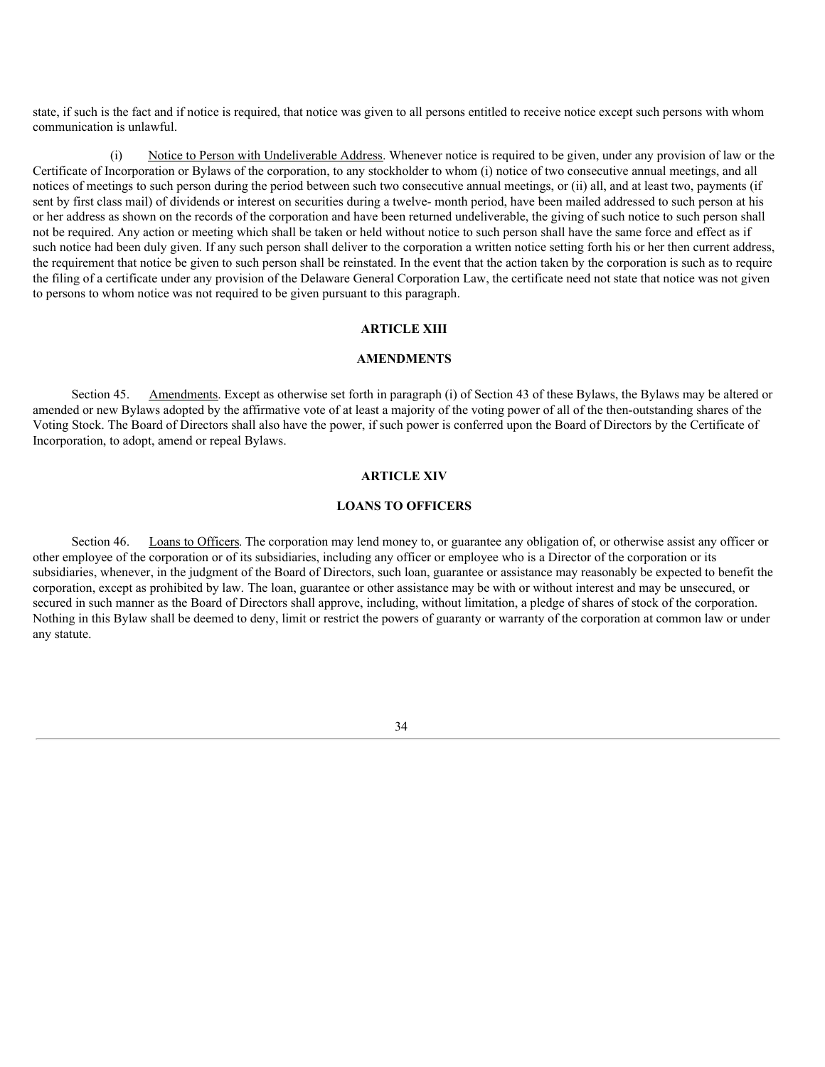state, if such is the fact and if notice is required, that notice was given to all persons entitled to receive notice except such persons with whom communication is unlawful.

(i) Notice to Person with Undeliverable Address. Whenever notice is required to be given, under any provision of law or the Certificate of Incorporation or Bylaws of the corporation, to any stockholder to whom (i) notice of two consecutive annual meetings, and all notices of meetings to such person during the period between such two consecutive annual meetings, or (ii) all, and at least two, payments (if sent by first class mail) of dividends or interest on securities during a twelve- month period, have been mailed addressed to such person at his or her address as shown on the records of the corporation and have been returned undeliverable, the giving of such notice to such person shall not be required. Any action or meeting which shall be taken or held without notice to such person shall have the same force and effect as if such notice had been duly given. If any such person shall deliver to the corporation a written notice setting forth his or her then current address, the requirement that notice be given to such person shall be reinstated. In the event that the action taken by the corporation is such as to require the filing of a certificate under any provision of the Delaware General Corporation Law, the certificate need not state that notice was not given to persons to whom notice was not required to be given pursuant to this paragraph.

## ARTICLE XIII

## AMENDMENTS

Section 45. Amendments. Except as otherwise set forth in paragraph (i) of Section 43 of these Bylaws, the Bylaws may be altered or amended or new Bylaws adopted by the affirmative vote of at least a majority of the voting power of all of the then-outstanding shares of the Voting Stock. The Board of Directors shall also have the power, if such power is conferred upon the Board of Directors by the Certificate of Incorporation, to adopt, amend or repeal Bylaws.

## ARTICLE XIV

## LOANS TO OFFICERS

Section 46. Loans to Officers. The corporation may lend money to, or guarantee any obligation of, or otherwise assist any officer or other employee of the corporation or of its subsidiaries, including any officer or employee who is a Director of the corporation or its subsidiaries, whenever, in the judgment of the Board of Directors, such loan, guarantee or assistance may reasonably be expected to benefit the corporation, except as prohibited by law. The loan, guarantee or other assistance may be with or without interest and may be unsecured, or secured in such manner as the Board of Directors shall approve, including, without limitation, a pledge of shares of stock of the corporation. Nothing in this Bylaw shall be deemed to deny, limit or restrict the powers of guaranty or warranty of the corporation at common law or under any statute.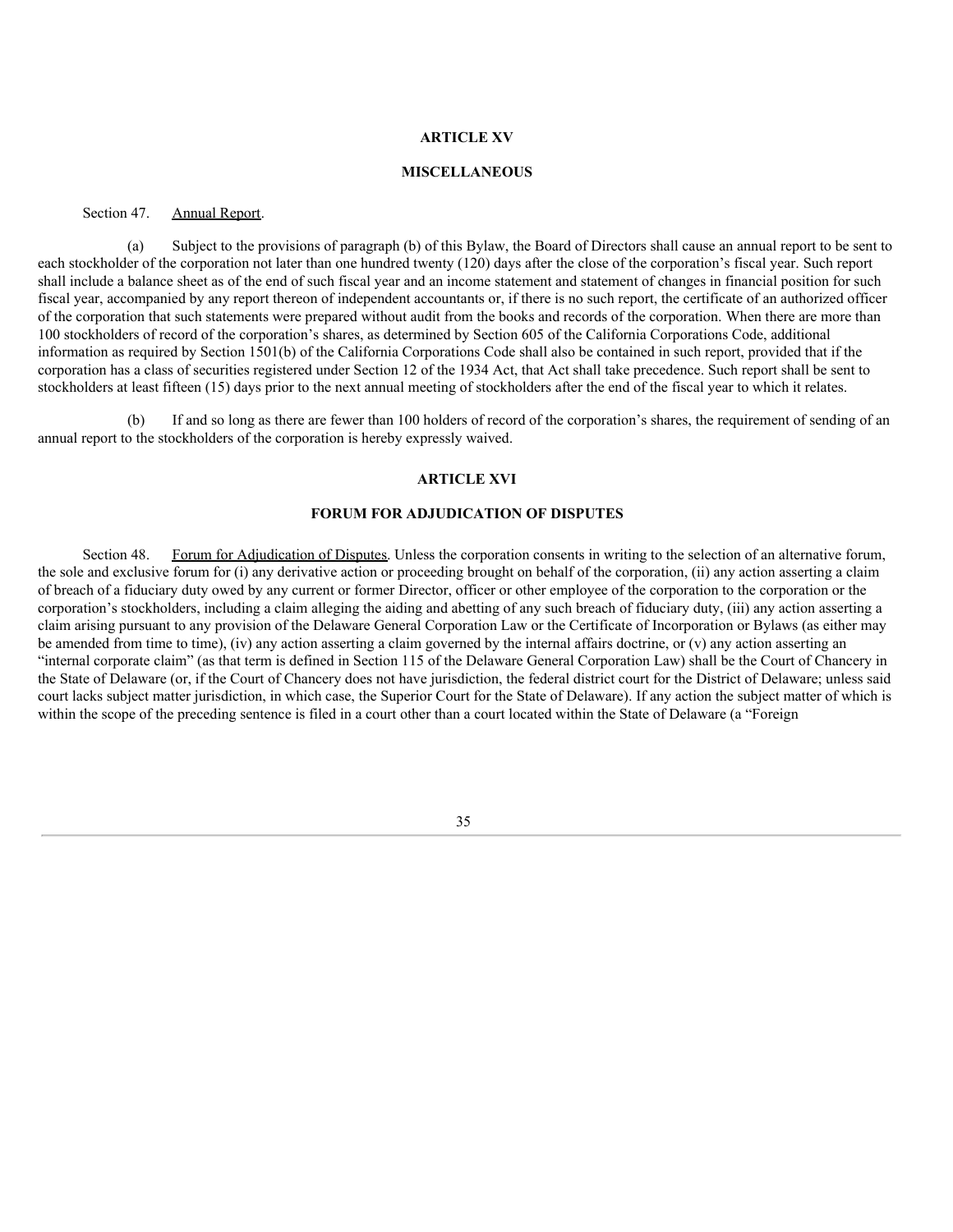## ARTICLE XV

## MISCELLANEOUS

Section 47. Annual Report.

(a) Subject to the provisions of paragraph (b) of this Bylaw, the Board of Directors shall cause an annual report to be sent to each stockholder of the corporation not later than one hundred twenty (120) days after the close of the corporation's fiscal year. Such report shall include a balance sheet as of the end of such fiscal year and an income statement and statement of changes in financial position for such fiscal year, accompanied by any report thereon of independent accountants or, if there is no such report, the certificate of an authorized officer of the corporation that such statements were prepared without audit from the books and records of the corporation. When there are more than 100 stockholders of record of the corporation's shares, as determined by Section 605 of the California Corporations Code, additional information as required by Section 1501(b) of the California Corporations Code shall also be contained in such report, provided that if the corporation has a class of securities registered under Section 12 of the 1934 Act, that Act shall take precedence. Such report shall be sent to stockholders at least fifteen (15) days prior to the next annual meeting of stockholders after the end of the fiscal year to which it relates.

(b) If and so long as there are fewer than 100 holders of record of the corporation's shares, the requirement of sending of an annual report to the stockholders of the corporation is hereby expressly waived.

## ARTICLE XVI

## FORUM FOR ADJUDICATION OF DISPUTES

Section 48. Forum for Adjudication of Disputes. Unless the corporation consents in writing to the selection of an alternative forum, the sole and exclusive forum for (i) any derivative action or proceeding brought on behalf of the corporation, (ii) any action asserting a claim of breach of a fiduciary duty owed by any current or former Director, officer or other employee of the corporation to the corporation or the corporation's stockholders, including a claim alleging the aiding and abetting of any such breach of fiduciary duty, (iii) any action asserting a claim arising pursuant to any provision of the Delaware General Corporation Law or the Certificate of Incorporation or Bylaws (as either may be amended from time to time), (iv) any action asserting a claim governed by the internal affairs doctrine, or (v) any action asserting an "internal corporate claim" (as that term is defined in Section 115 of the Delaware General Corporation Law) shall be the Court of Chancery in the State of Delaware (or, if the Court of Chancery does not have jurisdiction, the federal district court for the District of Delaware; unless said court lacks subject matter jurisdiction, in which case, the Superior Court for the State of Delaware). If any action the subject matter of which is within the scope of the preceding sentence is filed in a court other than a court located within the State of Delaware (a "Foreign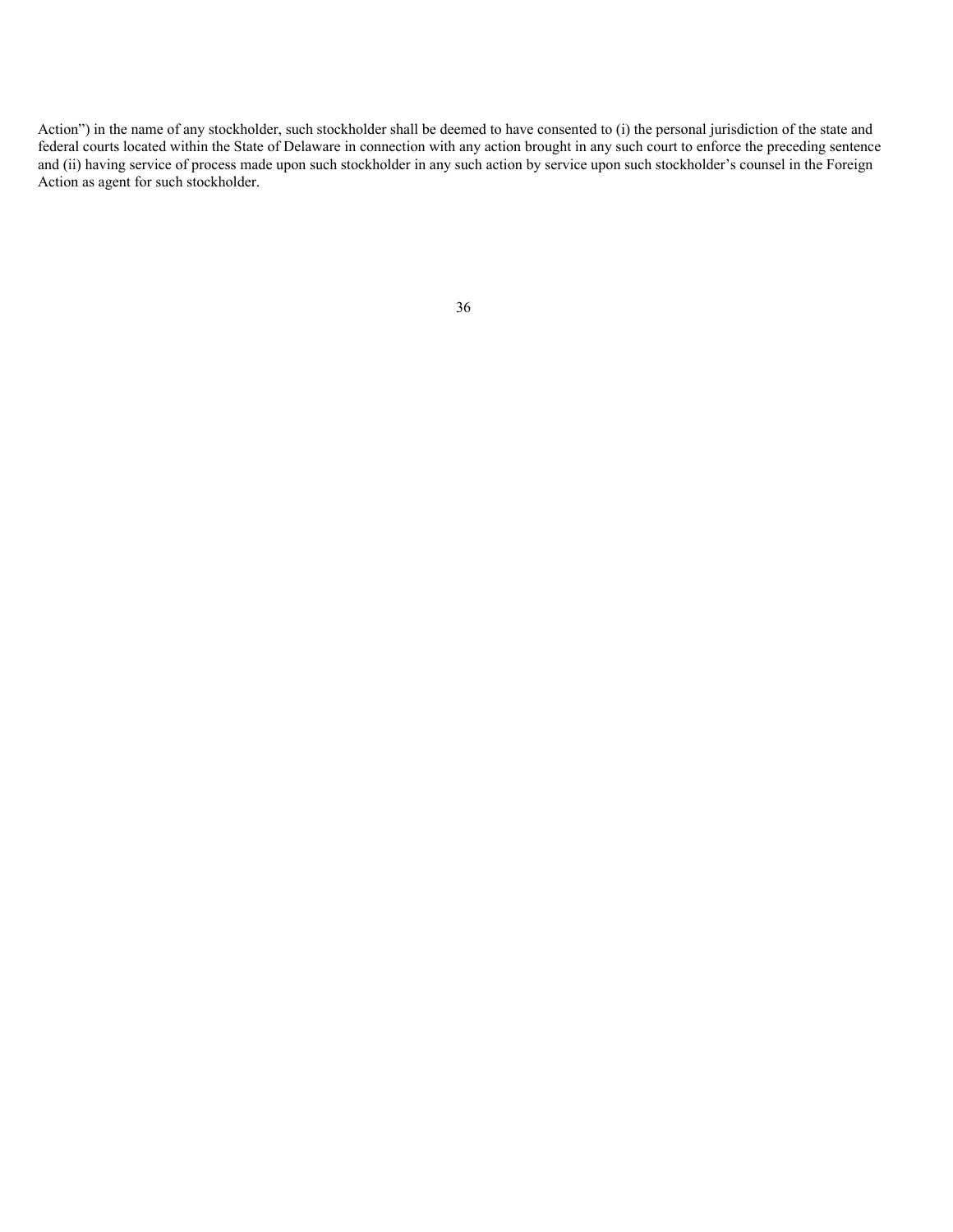Action") in the name of any stockholder, such stockholder shall be deemed to have consented to (i) the personal jurisdiction of the state and federal courts located within the State of Delaware in connection with any action brought in any such court to enforce the preceding sentence and (ii) having service of process made upon such stockholder in any such action by service upon such stockholder's counsel in the Foreign Action as agent for such stockholder.